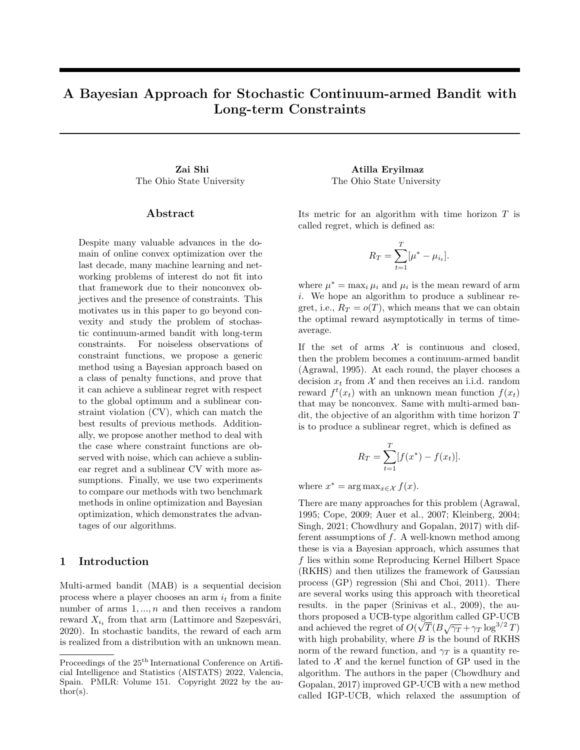# A Bayesian Approach for Stochastic Continuum-armed Bandit with Long-term Constraints

**Zai Shi**
The Ohio State University

**Atilla Eryilmaz**
The Ohio State University

## Abstract

Despite many valuable advances in the domain of online convex optimization over the last decade, many machine learning and networking problems of interest do not fit into that framework due to their nonconvex objectives and the presence of constraints. This motivates us in this paper to go beyond convexity and study the problem of stochastic continuum-armed bandit with long-term constraints. For noiseless observations of constraint functions, we propose a generic method using a Bayesian approach based on a class of penalty functions, and prove that it can achieve a sublinear regret with respect to the global optimum and a sublinear constraint violation (CV), which can match the best results of previous methods. Additionally, we propose another method to deal with the case where constraint functions are observed with noise, which can achieve a sublinear regret and a sublinear CV with more assumptions. Finally, we use two experiments to compare our methods with two benchmark methods in online optimization and Bayesian optimization, which demonstrates the advantages of our algorithms.

## 1 Introduction

Multi-armed bandit (MAB) is a sequential decision process where a player chooses an arm $i_t$ from a finite number of arms $1, ..., n$ and then receives a random reward $X_{i_t}$ from that arm (Lattimore and Szepesvári, 2020). In stochastic bandits, the reward of each arm is realized from a distribution with an unknown mean. Its metric for an algorithm with time horizon $T$ is called regret, which is defined as:

$$R_T = \sum_{t=1}^{T} [\mu^* - \mu_{i_t}].$$

where $\mu^* = \max_i \mu_i$ and $\mu_i$ is the mean reward of arm $i$. We hope an algorithm to produce a sublinear regret, i.e., $R_T = o(T)$, which means that we can obtain the optimal reward asymptotically in terms of time-average.

If the set of arms $\mathcal{X}$ is continuous and closed, then the problem becomes a continuum-armed bandit (Agrawal, 1995). At each round, the player chooses a decision $x_t$ from $\mathcal{X}$ and then receives an i.i.d. random reward $f^t(x_t)$ with an unknown mean function $f(x_t)$ that may be nonconvex. Same with multi-armed bandit, the objective of an algorithm with time horizon $T$ is to produce a sublinear regret, which is defined as

$$R_T = \sum_{t=1}^{T} [f(x^*) - f(x_t)].$$

where $x^* = \arg\max_{x \in \mathcal{X}} f(x)$.

There are many approaches for this problem (Agrawal, 1995; Cope, 2009; Auer et al., 2007; Kleinberg, 2004; Singh, 2021; Chowdhury and Gopalan, 2017) with different assumptions of $f$. A well-known method among these is via a Bayesian approach, which assumes that $f$ lies within some Reproducing Kernel Hilbert Space (RKHS) and then utilizes the framework of Gaussian process (GP) regression (Shi and Choi, 2011). There are several works using this approach with theoretical results. in the paper (Srinivas et al., 2009), the authors proposed a UCB-type algorithm called GP-UCB and achieved the regret of $O(\sqrt{T}(B\sqrt{\gamma_T} + \gamma_T \log^{3/2} T)$ with high probability, where $B$ is the bound of RKHS norm of the reward function, and $\gamma_T$ is a quantity related to $\mathcal{X}$ and the kernel function of GP used in the algorithm. The authors in the paper (Chowdhury and Gopalan, 2017) improved GP-UCB with a new method called IGP-UCB, which relaxed the assumption of

Proceedings of the 25[th] International Conference on Artificial Intelligence and Statistics (AISTATS) 2022, Valencia, Spain. PMLR: Volume 151. Copyright 2022 by the author(s).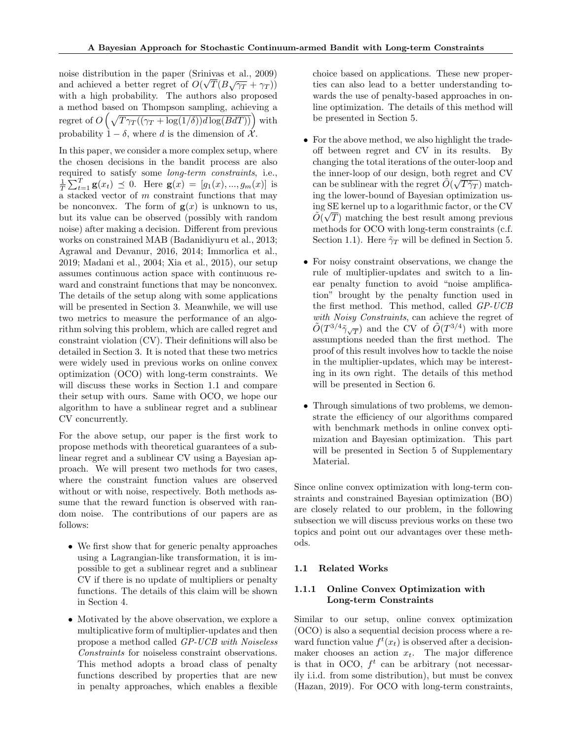noise distribution in the paper (Srinivas et al., 2009) and achieved a better regret of $O(\sqrt{T}(B\sqrt{\gamma_T} + \gamma_T))$ with a high probability. The authors also proposed a method based on Thompson sampling, achieving a regret of $O\left(\sqrt{T\gamma_T((\gamma_T + \log(1/\delta))d\log(BdT))}\right)$ with probability $1 - \delta$, where $d$ is the dimension of $\mathcal{X}$.

In this paper, we consider a more complex setup, where the chosen decisions in the bandit process are also required to satisfy some *long-term constraints*, i.e., $\frac{1}{T}\sum_{t=1}^{T}\mathbf{g}(x_t) \preceq 0$. Here $\mathbf{g}(x) = [g_1(x), ..., g_m(x)]$ is a stacked vector of $m$ constraint functions that may be nonconvex. The form of $\mathbf{g}(x)$ is unknown to us, but its value can be observed (possibly with random noise) after making a decision. Different from previous works on constrained MAB (Badanidiyuru et al., 2013; Agrawal and Devanur, 2016, 2014; Immorlica et al., 2019; Madani et al., 2004; Xia et al., 2015), our setup assumes continuous action space with continuous reward and constraint functions that may be nonconvex. The details of the setup along with some applications will be presented in Section 3. Meanwhile, we will use two metrics to measure the performance of an algorithm solving this problem, which are called regret and constraint violation (CV). Their definitions will also be detailed in Section 3. It is noted that these two metrics were widely used in previous works on online convex optimization (OCO) with long-term constraints. We will discuss these works in Section 1.1 and compare their setup with ours. Same with OCO, we hope our algorithm to have a sublinear regret and a sublinear CV concurrently.

For the above setup, our paper is the first work to propose methods with theoretical guarantees of a sublinear regret and a sublinear CV using a Bayesian approach. We will present two methods for two cases, where the constraint function values are observed without or with noise, respectively. Both methods assume that the reward function is observed with random noise. The contributions of our papers are as follows:

- We first show that for generic penalty approaches using a Lagrangian-like transformation, it is impossible to get a sublinear regret and a sublinear CV if there is no update of multipliers or penalty functions. The details of this claim will be shown in Section 4.
- Motivated by the above observation, we explore a multiplicative form of multiplier-updates and then propose a method called *GP-UCB with Noiseless Constraints* for noiseless constraint observations. This method adopts a broad class of penalty functions described by properties that are new in penalty approaches, which enables a flexible choice based on applications. These new properties can also lead to a better understanding towards the use of penalty-based approaches in online optimization. The details of this method will be presented in Section 5.
- For the above method, we also highlight the tradeoff between regret and CV in its results. By changing the total iterations of the outer-loop and the inner-loop of our design, both regret and CV can be sublinear with the regret $\tilde{O}(\sqrt{T\tilde{\gamma}_T})$ matching the lower-bound of Bayesian optimization using SE kernel up to a logarithmic factor, or the CV $\tilde{O}(\sqrt{T})$ matching the best result among previous methods for OCO with long-term constraints (c.f. Section 1.1). Here $\tilde{\gamma}_T$ will be defined in Section 5.
- For noisy constraint observations, we change the rule of multiplier-updates and switch to a linear penalty function to avoid "noise amplification" brought by the penalty function used in the first method. This method, called *GP-UCB with Noisy Constraints*, can achieve the regret of $\tilde{O}(T^{3/4}\tilde{\gamma}_{\sqrt{T}})$ and the CV of $\tilde{O}(T^{3/4})$ with more assumptions needed than the first method. The proof of this result involves how to tackle the noise in the multiplier-updates, which may be interesting in its own right. The details of this method will be presented in Section 6.
- Through simulations of two problems, we demonstrate the efficiency of our algorithms compared with benchmark methods in online convex optimization and Bayesian optimization. This part will be presented in Section 5 of Supplementary Material.

Since online convex optimization with long-term constraints and constrained Bayesian optimization (BO) are closely related to our problem, in the following subsection we will discuss previous works on these two topics and point out our advantages over these methods.

## 1.1 Related Works

### 1.1.1 Online Convex Optimization with Long-term Constraints

Similar to our setup, online convex optimization (OCO) is also a sequential decision process where a reward function value $f^t(x_t)$ is observed after a decision-maker chooses an action $x_t$. The major difference is that in OCO, $f^t$ can be arbitrary (not necessarily i.i.d. from some distribution), but must be convex (Hazan, 2019). For OCO with long-term constraints,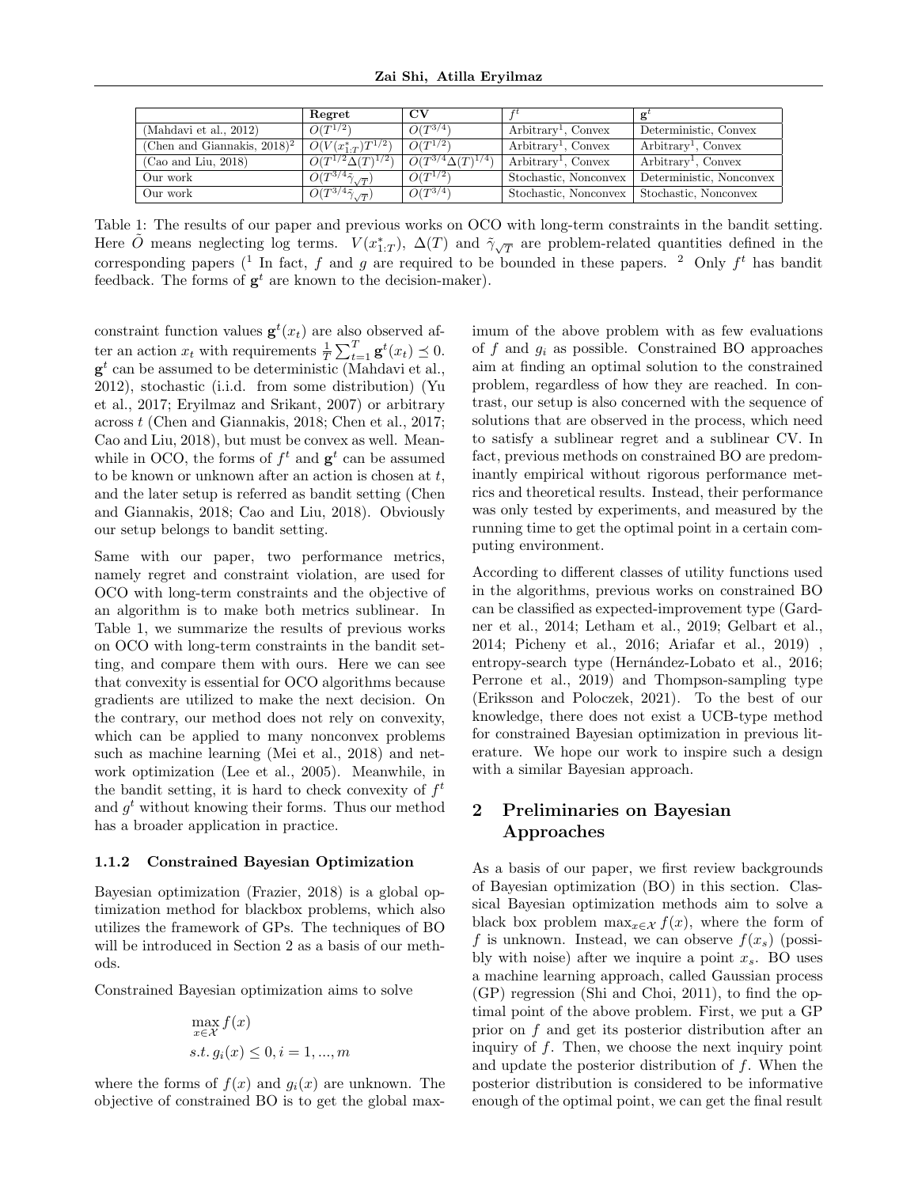|  | **Regret** | **CV** | $f^t$ | $\mathbf{g}^t$ |
|---|---|---|---|---|
| (Mahdavi et al., 2012) | $O(T^{1/2})$ | $O(T^{3/4})$ | Arbitrary[1], Convex | Deterministic, Convex |
| (Chen and Giannakis, 2018)[2] | $O(V(x^*_{1:T})T^{1/2})$ | $O(T^{1/2})$ | Arbitrary[1], Convex | Arbitrary[1], Convex |
| (Cao and Liu, 2018) | $O(T^{1/2}\Delta(T)^{1/2})$ | $O(T^{3/4}\Delta(T)^{1/4})$ | Arbitrary[1], Convex | Arbitrary[1], Convex |
| Our work | $\tilde{O}(T^{3/4}\tilde{\gamma}_{\sqrt{T}})$ | $\tilde{O}(T^{1/2})$ | Stochastic, Nonconvex | Deterministic, Nonconvex |
| Our work | $\tilde{O}(T^{3/4}\tilde{\gamma}_{\sqrt{T}})$ | $\tilde{O}(T^{3/4})$ | Stochastic, Nonconvex | Stochastic, Nonconvex |

Table 1: The results of our paper and previous works on OCO with long-term constraints in the bandit setting. Here $\tilde{O}$ means neglecting log terms. $V(x^*_{1:T})$, $\Delta(T)$ and $\tilde{\gamma}_{\sqrt{T}}$ are problem-related quantities defined in the corresponding papers ([1] In fact, $f$ and $g$ are required to be bounded in these papers. [2] Only $f^t$ has bandit feedback. The forms of $\mathbf{g}^t$ are known to the decision-maker).

constraint function values $\mathbf{g}^t(x_t)$ are also observed after an action $x_t$ with requirements $\frac{1}{T}\sum_{t=1}^{T}\mathbf{g}^t(x_t) \preceq 0$. $\mathbf{g}^t$ can be assumed to be deterministic (Mahdavi et al., 2012), stochastic (i.i.d. from some distribution) (Yu et al., 2017; Eryilmaz and Srikant, 2007) or arbitrary across $t$ (Chen and Giannakis, 2018; Chen et al., 2017; Cao and Liu, 2018), but must be convex as well. Meanwhile in OCO, the forms of $f^t$ and $\mathbf{g}^t$ can be assumed to be known or unknown after an action is chosen at $t$, and the later setup is referred as bandit setting (Chen and Giannakis, 2018; Cao and Liu, 2018). Obviously our setup belongs to bandit setting.

Same with our paper, two performance metrics, namely regret and constraint violation, are used for OCO with long-term constraints and the objective of an algorithm is to make both metrics sublinear. In Table 1, we summarize the results of previous works on OCO with long-term constraints in the bandit setting, and compare them with ours. Here we can see that convexity is essential for OCO algorithms because gradients are utilized to make the next decision. On the contrary, our method does not rely on convexity, which can be applied to many nonconvex problems such as machine learning (Mei et al., 2018) and network optimization (Lee et al., 2005). Meanwhile, in the bandit setting, it is hard to check convexity of $f^t$ and $g^t$ without knowing their forms. Thus our method has a broader application in practice.

### 1.1.2 Constrained Bayesian Optimization

Bayesian optimization (Frazier, 2018) is a global optimization method for blackbox problems, which also utilizes the framework of GPs. The techniques of BO will be introduced in Section 2 as a basis of our methods.

Constrained Bayesian optimization aims to solve

$$\max_{x\in\mathcal{X}} f(x)$$
$$s.t.\, g_i(x) \leq 0, i = 1, ..., m$$

where the forms of $f(x)$ and $g_i(x)$ are unknown. The objective of constrained BO is to get the global maximum of the above problem with as few evaluations of $f$ and $g_i$ as possible. Constrained BO approaches aim at finding an optimal solution to the constrained problem, regardless of how they are reached. In contrast, our setup is also concerned with the sequence of solutions that are observed in the process, which need to satisfy a sublinear regret and a sublinear CV. In fact, previous methods on constrained BO are predominantly empirical without rigorous performance metrics and theoretical results. Instead, their performance was only tested by experiments, and measured by the running time to get the optimal point in a certain computing environment.

According to different classes of utility functions used in the algorithms, previous works on constrained BO can be classified as expected-improvement type (Gardner et al., 2014; Letham et al., 2019; Gelbart et al., 2014; Picheny et al., 2016; Ariafar et al., 2019) , entropy-search type (Hernández-Lobato et al., 2016; Perrone et al., 2019) and Thompson-sampling type (Eriksson and Poloczek, 2021). To the best of our knowledge, there does not exist a UCB-type method for constrained Bayesian optimization in previous literature. We hope our work to inspire such a design with a similar Bayesian approach.

## 2 Preliminaries on Bayesian Approaches

As a basis of our paper, we first review backgrounds of Bayesian optimization (BO) in this section. Classical Bayesian optimization methods aim to solve a black box problem $\max_{x\in\mathcal{X}} f(x)$, where the form of $f$ is unknown. Instead, we can observe $f(x_s)$ (possibly with noise) after we inquire a point $x_s$. BO uses a machine learning approach, called Gaussian process (GP) regression (Shi and Choi, 2011), to find the optimal point of the above problem. First, we put a GP prior on $f$ and get its posterior distribution after an inquiry of $f$. Then, we choose the next inquiry point and update the posterior distribution of $f$. When the posterior distribution is considered to be informative enough of the optimal point, we can get the final result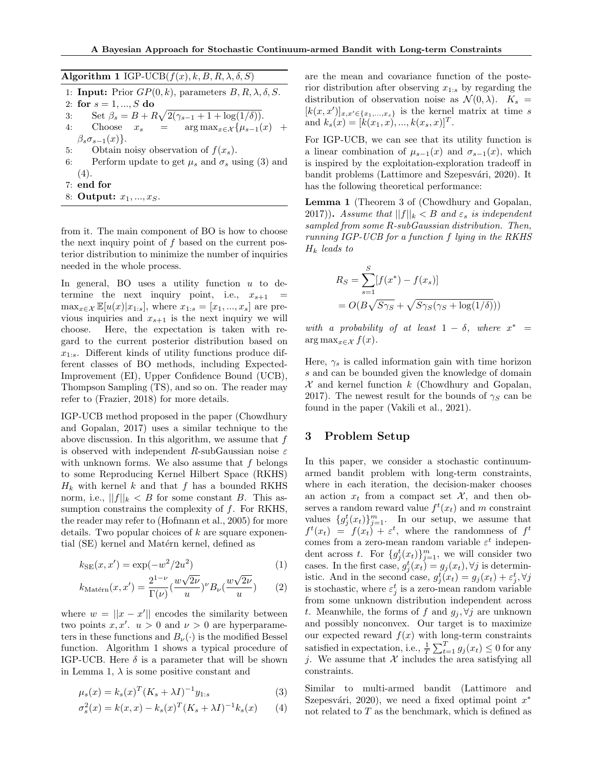**Algorithm 1** IGP-UCB($f(x), k, B, R, \lambda, \delta, S$)

1: **Input:** Prior $GP(0, k)$, parameters $B, R, \lambda, \delta, S$.
2: **for** $s = 1, ..., S$ **do**
3: Set $\beta_s = B + R\sqrt{2(\gamma_{s-1} + 1 + \log(1/\delta))}$.
4: Choose $x_s = \arg\max_{x \in \mathcal{X}}\{\mu_{s-1}(x) + \beta_s \sigma_{s-1}(x)\}$.
5: Obtain noisy observation of $f(x_s)$.
6: Perform update to get $\mu_s$ and $\sigma_s$ using (3) and (4).
7: **end for**
8: **Output:** $x_1, ..., x_S$.

from it. The main component of BO is how to choose the next inquiry point of $f$ based on the current posterior distribution to minimize the number of inquiries needed in the whole process.

In general, BO uses a utility function $u$ to determine the next inquiry point, i.e., $x_{s+1} = \max_{x \in \mathcal{X}} \mathbb{E}[u(x)|x_{1:s}]$, where $x_{1:s} = [x_1, ..., x_s]$ are previous inquiries and $x_{s+1}$ is the next inquiry we will choose. Here, the expectation is taken with regard to the current posterior distribution based on $x_{1:s}$. Different kinds of utility functions produce different classes of BO methods, including Expected-Improvement (EI), Upper Confidence Bound (UCB), Thompson Sampling (TS), and so on. The reader may refer to (Frazier, 2018) for more details.

IGP-UCB method proposed in the paper (Chowdhury and Gopalan, 2017) uses a similar technique to the above discussion. In this algorithm, we assume that $f$ is observed with independent $R$-subGaussian noise $\varepsilon$ with unknown forms. We also assume that $f$ belongs to some Reproducing Kernel Hilbert Space (RKHS) $H_k$ with kernel $k$ and that $f$ has a bounded RKHS norm, i.e., $||f||_k < B$ for some constant $B$. This assumption constrains the complexity of $f$. For RKHS, the reader may refer to (Hofmann et al., 2005) for more details. Two popular choices of $k$ are square exponential (SE) kernel and Matérn kernel, defined as

$$k_{\text{SE}}(x, x') = \exp(-w^2/2u^2) \tag{1}$$

$$k_{\text{Matérn}}(x, x') = \frac{2^{1-\nu}}{\Gamma(\nu)}\left(\frac{w\sqrt{2\nu}}{u}\right)^{\nu} B_\nu\left(\frac{w\sqrt{2\nu}}{u}\right) \tag{2}$$

where $w = ||x - x'||$ encodes the similarity between two points $x, x'$. $u > 0$ and $\nu > 0$ are hyperparameters in these functions and $B_\nu(\cdot)$ is the modified Bessel function. Algorithm 1 shows a typical procedure of IGP-UCB. Here $\delta$ is a parameter that will be shown in Lemma 1, $\lambda$ is some positive constant and

$$\mu_s(x) = k_s(x)^T(K_s + \lambda I)^{-1} y_{1:s} \tag{3}$$

$$\sigma_s^2(x) = k(x, x) - k_s(x)^T(K_s + \lambda I)^{-1} k_s(x) \tag{4}$$

are the mean and covariance function of the posterior distribution after observing $x_{1:s}$ by regarding the distribution of observation noise as $\mathcal{N}(0, \lambda)$. $K_s = [k(x, x')]_{x,x' \in \{x_1,...,x_s\}}$ is the kernel matrix at time $s$ and $k_s(x) = [k(x_1, x), ..., k(x_s, x)]^T$.

For IGP-UCB, we can see that its utility function is a linear combination of $\mu_{s-1}(x)$ and $\sigma_{s-1}(x)$, which is inspired by the exploitation-exploration tradeoff in bandit problems (Lattimore and Szepesvári, 2020). It has the following theoretical performance:

**Lemma 1** (Theorem 3 of (Chowdhury and Gopalan, 2017))**.** *Assume that $||f||_k < B$ and $\varepsilon_s$ is independent sampled from some $R$-subGaussian distribution. Then, running IGP-UCB for a function $f$ lying in the RKHS $H_k$ leads to*

$$\begin{aligned} R_S &= \sum_{s=1}^{S}[f(x^*) - f(x_s)] \\ &= O(B\sqrt{S\gamma_S} + \sqrt{S\gamma_S(\gamma_S + \log(1/\delta))}) \end{aligned}$$

*with a probability of at least $1 - \delta$, where $x^* = \arg\max_{x \in \mathcal{X}} f(x)$.*

Here, $\gamma_s$ is called information gain with time horizon $s$ and can be bounded given the knowledge of domain $\mathcal{X}$ and kernel function $k$ (Chowdhury and Gopalan, 2017). The newest result for the bounds of $\gamma_S$ can be found in the paper (Vakili et al., 2021).

## 3 Problem Setup

In this paper, we consider a stochastic continuum-armed bandit problem with long-term constraints, where in each iteration, the decision-maker chooses an action $x_t$ from a compact set $\mathcal{X}$, and then observes a random reward value $f^t(x_t)$ and $m$ constraint values $\{g_j^t(x_t)\}_{j=1}^m$. In our setup, we assume that $f^t(x_t) = f(x_t) + \varepsilon^t$, where the randomness of $f^t$ comes from a zero-mean random variable $\varepsilon^t$ independent across $t$. For $\{g_j^t(x_t)\}_{j=1}^m$, we will consider two cases. In the first case, $g_j^t(x_t) = g_j(x_t), \forall j$ is deterministic. And in the second case, $g_j^t(x_t) = g_j(x_t) + \varepsilon_j^t, \forall j$ is stochastic, where $\varepsilon_j^t$ is a zero-mean random variable independent across $t$. Meanwhile, the forms of $f$ and $g_j, \forall j$ are unknown and possibly nonconvex. Our target is to maximize our expected reward $f(x)$ with long-term constraints satisfied in expectation, i.e., $\frac{1}{T}\sum_{t=1}^T g_j(x_t) \le 0$ for any $j$. We assume that $\mathcal{X}$ includes the area satisfying all constraints.

Similar to multi-armed bandit (Lattimore and Szepesvári, 2020), we need a fixed optimal point $x^*$ not related to $T$ as the benchmark, which is defined as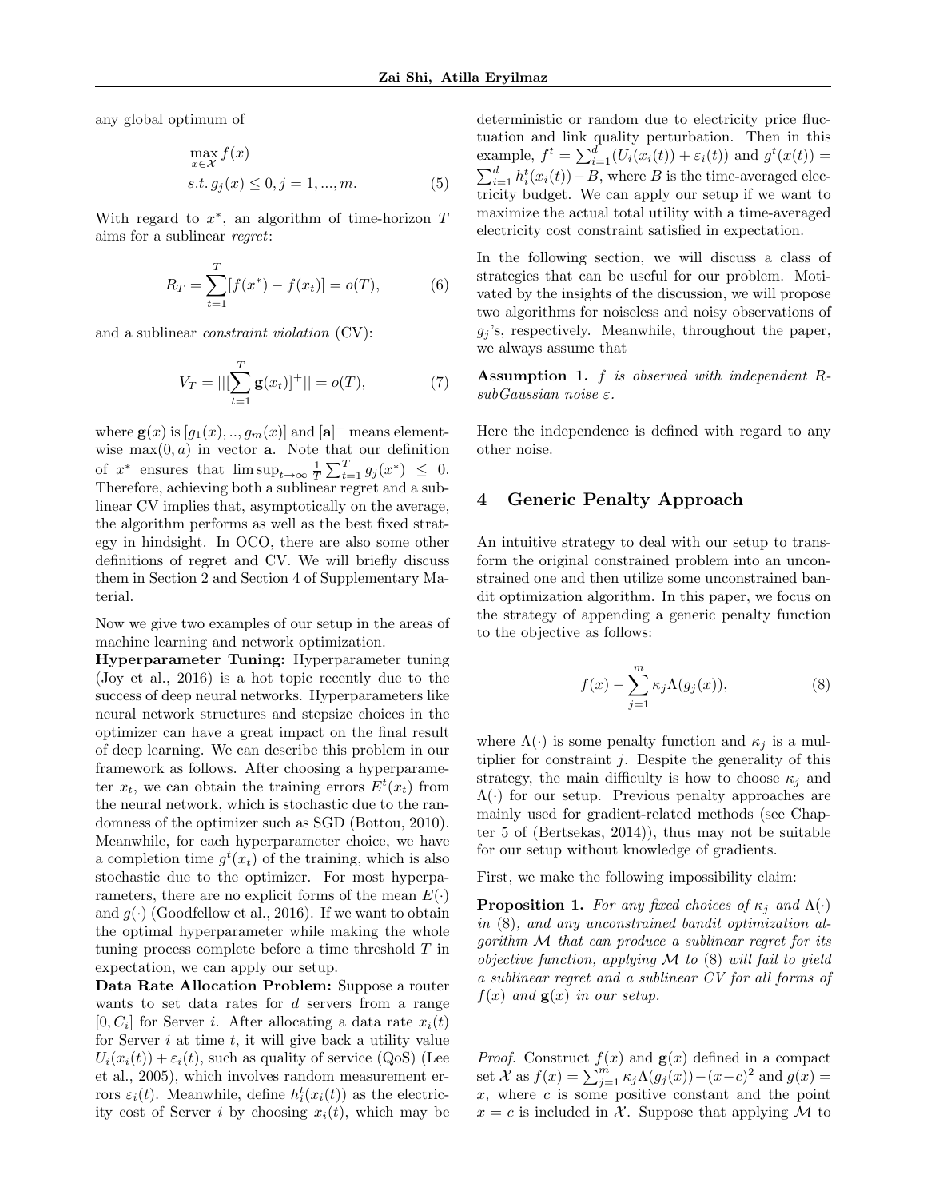any global optimum of

$$\max_{x \in \mathcal{X}} f(x)$$
$$s.t.\, g_j(x) \leq 0, j = 1, ..., m. \tag{5}$$

With regard to $x^*$, an algorithm of time-horizon $T$ aims for a sublinear *regret*:

$$R_T = \sum_{t=1}^{T} [f(x^*) - f(x_t)] = o(T), \tag{6}$$

and a sublinear *constraint violation* (CV):

$$V_T = ||[\sum_{t=1}^{T} \mathbf{g}(x_t)]^+|| = o(T), \tag{7}$$

where $\mathbf{g}(x)$ is $[g_1(x), .., g_m(x)]$ and $[\mathbf{a}]^+$ means element-wise $\max(0, a)$ in vector $\mathbf{a}$. Note that our definition of $x^*$ ensures that $\limsup_{t \to \infty} \frac{1}{T} \sum_{t=1}^{T} g_j(x^*) \leq 0$. Therefore, achieving both a sublinear regret and a sublinear CV implies that, asymptotically on the average, the algorithm performs as well as the best fixed strategy in hindsight. In OCO, there are also some other definitions of regret and CV. We will briefly discuss them in Section 2 and Section 4 of Supplementary Material.

Now we give two examples of our setup in the areas of machine learning and network optimization.

**Hyperparameter Tuning:** Hyperparameter tuning (Joy et al., 2016) is a hot topic recently due to the success of deep neural networks. Hyperparameters like neural network structures and stepsize choices in the optimizer can have a great impact on the final result of deep learning. We can describe this problem in our framework as follows. After choosing a hyperparameter $x_t$, we can obtain the training errors $E^t(x_t)$ from the neural network, which is stochastic due to the randomness of the optimizer such as SGD (Bottou, 2010). Meanwhile, for each hyperparameter choice, we have a completion time $g^t(x_t)$ of the training, which is also stochastic due to the optimizer. For most hyperparameters, there are no explicit forms of the mean $E(\cdot)$ and $g(\cdot)$ (Goodfellow et al., 2016). If we want to obtain the optimal hyperparameter while making the whole tuning process complete before a time threshold $T$ in expectation, we can apply our setup.

**Data Rate Allocation Problem:** Suppose a router wants to set data rates for $d$ servers from a range $[0, C_i]$ for Server $i$. After allocating a data rate $x_i(t)$ for Server $i$ at time $t$, it will give back a utility value $U_i(x_i(t)) + \varepsilon_i(t)$, such as quality of service (QoS) (Lee et al., 2005), which involves random measurement errors $\varepsilon_i(t)$. Meanwhile, define $h_i^t(x_i(t))$ as the electricity cost of Server $i$ by choosing $x_i(t)$, which may be deterministic or random due to electricity price fluctuation and link quality perturbation. Then in this example, $f^t = \sum_{i=1}^{d} (U_i(x_i(t)) + \varepsilon_i(t))$ and $g^t(x(t)) = \sum_{i=1}^{d} h_i^t(x_i(t)) - B$, where $B$ is the time-averaged electricity budget. We can apply our setup if we want to maximize the actual total utility with a time-averaged electricity cost constraint satisfied in expectation.

In the following section, we will discuss a class of strategies that can be useful for our problem. Motivated by the insights of the discussion, we will propose two algorithms for noiseless and noisy observations of $g_j$'s, respectively. Meanwhile, throughout the paper, we always assume that

**Assumption 1.** *$f$ is observed with independent $R$-subGaussian noise $\varepsilon$.*

Here the independence is defined with regard to any other noise.

## 4 Generic Penalty Approach

An intuitive strategy to deal with our setup to transform the original constrained problem into an unconstrained one and then utilize some unconstrained bandit optimization algorithm. In this paper, we focus on the strategy of appending a generic penalty function to the objective as follows:

$$f(x) - \sum_{j=1}^{m} \kappa_j \Lambda(g_j(x)), \tag{8}$$

where $\Lambda(\cdot)$ is some penalty function and $\kappa_j$ is a multiplier for constraint $j$. Despite the generality of this strategy, the main difficulty is how to choose $\kappa_j$ and $\Lambda(\cdot)$ for our setup. Previous penalty approaches are mainly used for gradient-related methods (see Chapter 5 of (Bertsekas, 2014)), thus may not be suitable for our setup without knowledge of gradients.

First, we make the following impossibility claim:

**Proposition 1.** *For any fixed choices of $\kappa_j$ and $\Lambda(\cdot)$ in (8), and any unconstrained bandit optimization algorithm $\mathcal{M}$ that can produce a sublinear regret for its objective function, applying $\mathcal{M}$ to (8) will fail to yield a sublinear regret and a sublinear CV for all forms of $f(x)$ and $\mathbf{g}(x)$ in our setup.*

*Proof.* Construct $f(x)$ and $\mathbf{g}(x)$ defined in a compact set $\mathcal{X}$ as $f(x) = \sum_{j=1}^{m} \kappa_j \Lambda(g_j(x)) - (x-c)^2$ and $g(x) = x$, where $c$ is some positive constant and the point $x = c$ is included in $\mathcal{X}$. Suppose that applying $\mathcal{M}$ to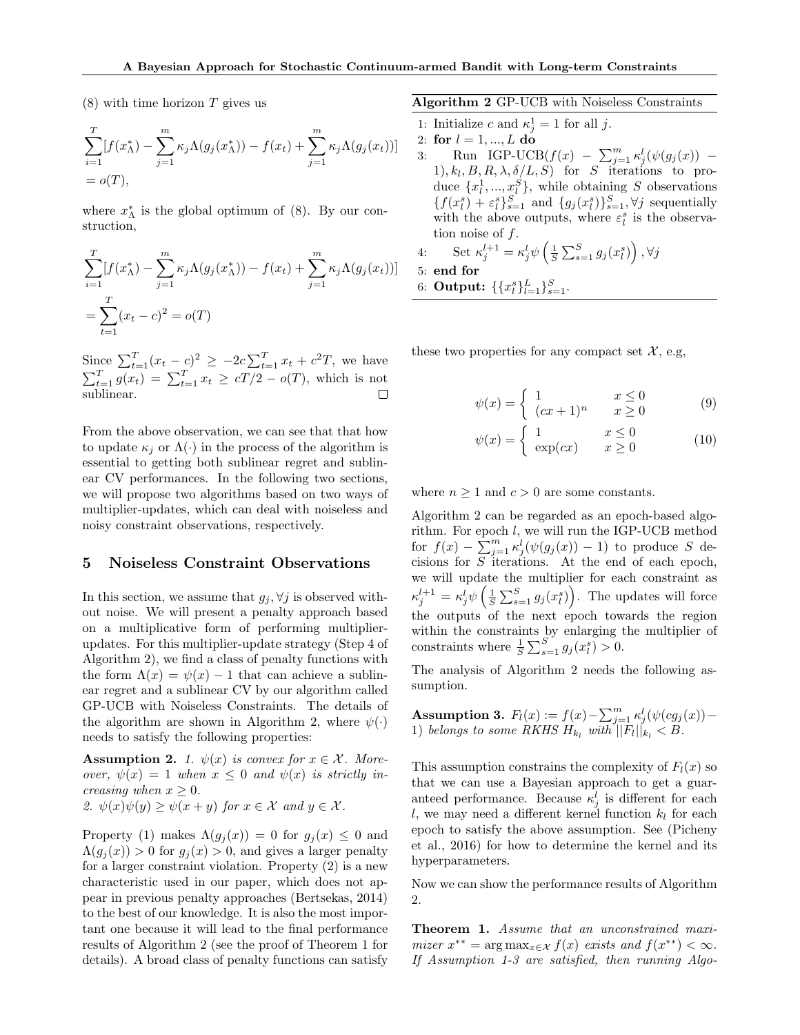(8) with time horizon $T$ gives us

$$\sum_{i=1}^{T}[f(x_\Lambda^*) - \sum_{j=1}^{m}\kappa_j\Lambda(g_j(x_\Lambda^*)) - f(x_t) + \sum_{j=1}^{m}\kappa_j\Lambda(g_j(x_t))]$$
$$= o(T),$$

where $x_\Lambda^*$ is the global optimum of (8). By our construction,

$$\sum_{i=1}^{T}[f(x_\Lambda^*) - \sum_{j=1}^{m}\kappa_j\Lambda(g_j(x_\Lambda^*)) - f(x_t) + \sum_{j=1}^{m}\kappa_j\Lambda(g_j(x_t))]$$
$$= \sum_{t=1}^{T}(x_t - c)^2 = o(T)$$

Since $\sum_{t=1}^{T}(x_t - c)^2 \geq -2c\sum_{t=1}^{T} x_t + c^2 T$, we have $\sum_{t=1}^{T} g(x_t) = \sum_{t=1}^{T} x_t \geq cT/2 - o(T)$, which is not sublinear. □

From the above observation, we can see that that how to update $\kappa_j$ or $\Lambda(\cdot)$ in the process of the algorithm is essential to getting both sublinear regret and sublinear CV performances. In the following two sections, we will propose two algorithms based on two ways of multiplier-updates, which can deal with noiseless and noisy constraint observations, respectively.

## 5 Noiseless Constraint Observations

In this section, we assume that $g_j, \forall j$ is observed without noise. We will present a penalty approach based on a multiplicative form of performing multiplier-updates. For this multiplier-update strategy (Step 4 of Algorithm 2), we find a class of penalty functions with the form $\Lambda(x) = \psi(x) - 1$ that can achieve a sublinear regret and a sublinear CV by our algorithm called GP-UCB with Noiseless Constraints. The details of the algorithm are shown in Algorithm 2, where $\psi(\cdot)$ needs to satisfy the following properties:

**Assumption 2.** *1. $\psi(x)$ is convex for $x \in \mathcal{X}$. Moreover, $\psi(x) = 1$ when $x \leq 0$ and $\psi(x)$ is strictly increasing when $x \geq 0$.*
*2. $\psi(x)\psi(y) \geq \psi(x + y)$ for $x \in \mathcal{X}$ and $y \in \mathcal{X}$.*

Property (1) makes $\Lambda(g_j(x)) = 0$ for $g_j(x) \leq 0$ and $\Lambda(g_j(x)) > 0$ for $g_j(x) > 0$, and gives a larger penalty for a larger constraint violation. Property (2) is a new characteristic used in our paper, which does not appear in previous penalty approaches (Bertsekas, 2014) to the best of our knowledge. It is also the most important one because it will lead to the final performance results of Algorithm 2 (see the proof of Theorem 1 for details). A broad class of penalty functions can satisfy these two properties for any compact set $\mathcal{X}$, e.g,

**Algorithm 2** GP-UCB with Noiseless Constraints

1: Initialize $c$ and $\kappa_j^1 = 1$ for all $j$.
2: **for** $l = 1, ..., L$ **do**
3: Run IGP-UCB($f(x) - \sum_{j=1}^{m}\kappa_j^l(\psi(g_j(x)) - 1), k_l, B, R, \lambda, \delta/L, S$) for $S$ iterations to produce $\{x_l^1, ..., x_l^S\}$, while obtaining $S$ observations $\{f(x_l^s) + \varepsilon_l^s\}_{s=1}^S$ and $\{g_j(x_l^s)\}_{s=1}^S, \forall j$ sequentially with the above outputs, where $\varepsilon_l^s$ is the observation noise of $f$.
4: Set $\kappa_j^{l+1} = \kappa_j^l \psi\left(\frac{1}{S}\sum_{s=1}^{S} g_j(x_l^s)\right), \forall j$
5: **end for**
6: **Output:** $\{\{x_l^s\}_{l=1}^L\}_{s=1}^S$.

$$\psi(x) = \begin{cases} 1 & x \leq 0 \\ (cx+1)^n & x \geq 0 \end{cases} \tag{9}$$

$$\psi(x) = \begin{cases} 1 & x \leq 0 \\ \exp(cx) & x \geq 0 \end{cases} \tag{10}$$

where $n \geq 1$ and $c > 0$ are some constants.

Algorithm 2 can be regarded as an epoch-based algorithm. For epoch $l$, we will run the IGP-UCB method for $f(x) - \sum_{j=1}^{m}\kappa_j^l(\psi(g_j(x)) - 1)$ to produce $S$ decisions for $S$ iterations. At the end of each epoch, we will update the multiplier for each constraint as $\kappa_j^{l+1} = \kappa_j^l \psi\left(\frac{1}{S}\sum_{s=1}^{S} g_j(x_l^s)\right)$. The updates will force the outputs of the next epoch towards the region within the constraints by enlarging the multiplier of constraints where $\frac{1}{S}\sum_{s=1}^{S} g_j(x_l^s) > 0$.

The analysis of Algorithm 2 needs the following assumption.

**Assumption 3.** *$F_l(x) := f(x) - \sum_{j=1}^{m}\kappa_j^l(\psi(cg_j(x)) - 1)$ belongs to some RKHS $H_{k_l}$ with $||F_l||_{k_l} < B$.*

This assumption constrains the complexity of $F_l(x)$ so that we can use a Bayesian approach to get a guaranteed performance. Because $\kappa_j^l$ is different for each $l$, we may need a different kernel function $k_l$ for each epoch to satisfy the above assumption. See (Picheny et al., 2016) for how to determine the kernel and its hyperparameters.

Now we can show the performance results of Algorithm 2.

**Theorem 1.** *Assume that an unconstrained maximizer $x^{**} = \arg\max_{x\in\mathcal{X}} f(x)$ exists and $f(x^{**}) < \infty$. If Assumption 1-3 are satisfied, then running Algo-*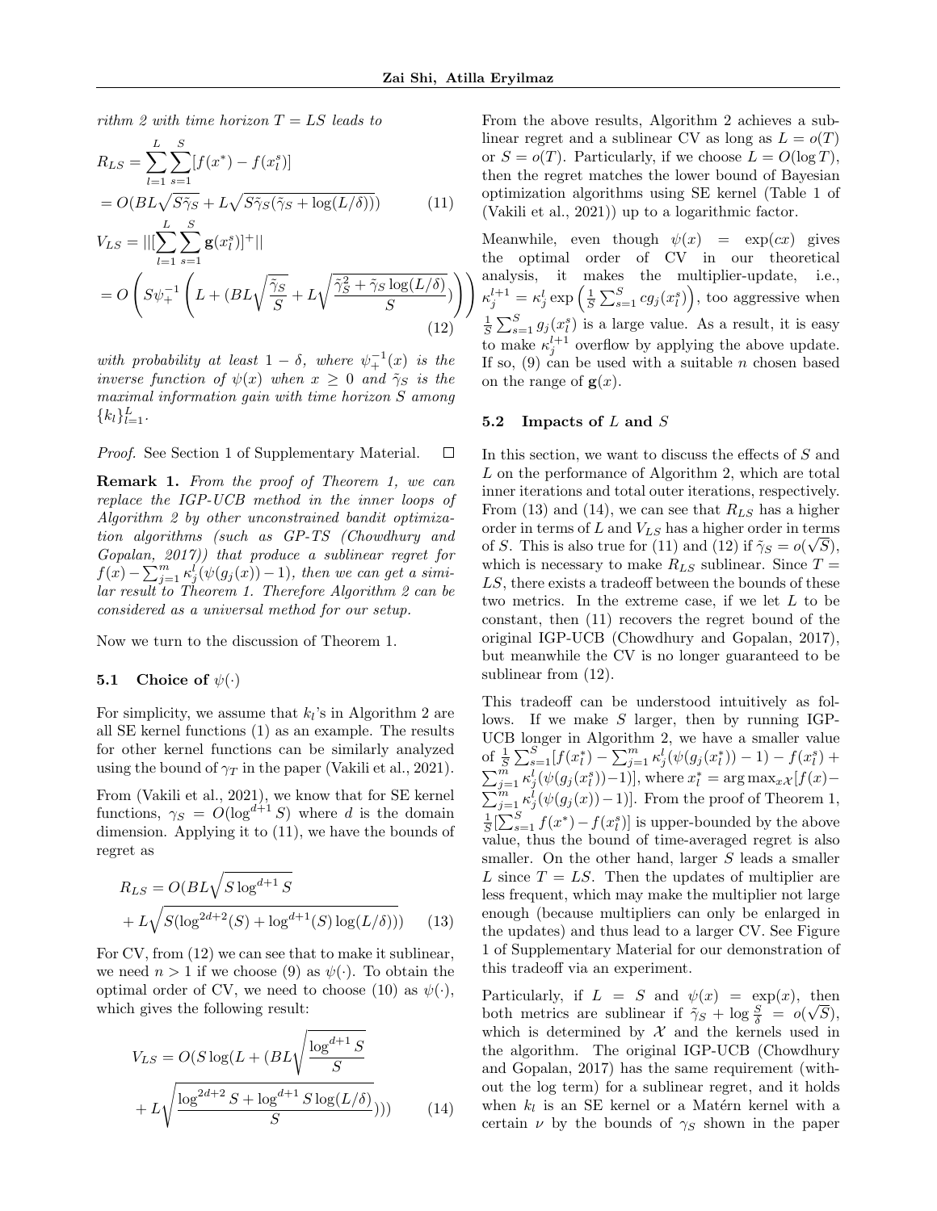*rithm 2 with time horizon $T = LS$ leads to*

$$R_{LS} = \sum_{l=1}^{L}\sum_{s=1}^{S}[f(x^*) - f(x_l^s)]$$

$$= O(BL\sqrt{S\tilde{\gamma}_S} + L\sqrt{S\tilde{\gamma}_S(\tilde{\gamma}_S + \log(L/\delta))}) \tag{11}$$

$$V_{LS} = ||[\sum_{l=1}^{L}\sum_{s=1}^{S}\mathbf{g}(x_l^s)]^+||$$

$$= O\left(S\psi_+^{-1}\left(L + (BL\sqrt{\frac{\tilde{\gamma}_S}{S}} + L\sqrt{\frac{\tilde{\gamma}_S^2 + \tilde{\gamma}_S\log(L/\delta)}{S}})\right)\right) \tag{12}$$

*with probability at least $1-\delta$, where $\psi_+^{-1}(x)$ is the inverse function of $\psi(x)$ when $x \geq 0$ and $\tilde{\gamma}_S$ is the maximal information gain with time horizon $S$ among $\{k_l\}_{l=1}^L$.*

*Proof.* See Section 1 of Supplementary Material. □

**Remark 1.** *From the proof of Theorem 1, we can replace the IGP-UCB method in the inner loops of Algorithm 2 by other unconstrained bandit optimization algorithms (such as GP-TS (Chowdhury and Gopalan, 2017)) that produce a sublinear regret for $f(x) - \sum_{j=1}^m \kappa_j^l(\psi(g_j(x)) - 1)$, then we can get a similar result to Theorem 1. Therefore Algorithm 2 can be considered as a universal method for our setup.*

Now we turn to the discussion of Theorem 1.

### 5.1 Choice of $\psi(\cdot)$

For simplicity, we assume that $k_l$'s in Algorithm 2 are all SE kernel functions (1) as an example. The results for other kernel functions can be similarly analyzed using the bound of $\gamma_T$ in the paper (Vakili et al., 2021).

From (Vakili et al., 2021), we know that for SE kernel functions, $\gamma_S = O(\log^{d+1} S)$ where $d$ is the domain dimension. Applying it to (11), we have the bounds of regret as

$$R_{LS} = O(BL\sqrt{S\log^{d+1} S} + L\sqrt{S(\log^{2d+2}(S) + \log^{d+1}(S)\log(L/\delta))}) \tag{13}$$

For CV, from (12) we can see that to make it sublinear, we need $n > 1$ if we choose (9) as $\psi(\cdot)$. To obtain the optimal order of CV, we need to choose (10) as $\psi(\cdot)$, which gives the following result:

$$V_{LS} = O(S\log(L + (BL\sqrt{\frac{\log^{d+1} S}{S}} + L\sqrt{\frac{\log^{2d+2} S + \log^{d+1} S\log(L/\delta)}{S}}))) \tag{14}$$

From the above results, Algorithm 2 achieves a sublinear regret and a sublinear CV as long as $L = o(T)$ or $S = o(T)$. Particularly, if we choose $L = O(\log T)$, then the regret matches the lower bound of Bayesian optimization algorithms using SE kernel (Table 1 of (Vakili et al., 2021)) up to a logarithmic factor.

Meanwhile, even though $\psi(x) = \exp(cx)$ gives the optimal order of CV in our theoretical analysis, it makes the multiplier-update, i.e., $\kappa_j^{l+1} = \kappa_j^l \exp\left(\frac{1}{S}\sum_{s=1}^S cg_j(x_l^s)\right)$, too aggressive when $\frac{1}{S}\sum_{s=1}^S g_j(x_l^s)$ is a large value. As a result, it is easy to make $\kappa_j^{l+1}$ overflow by applying the above update. If so, (9) can be used with a suitable $n$ chosen based on the range of $\mathbf{g}(x)$.

### 5.2 Impacts of $L$ and $S$

In this section, we want to discuss the effects of $S$ and $L$ on the performance of Algorithm 2, which are total inner iterations and total outer iterations, respectively. From (13) and (14), we can see that $R_{LS}$ has a higher order in terms of $L$ and $V_{LS}$ has a higher order in terms of $S$. This is also true for (11) and (12) if $\tilde{\gamma}_S = o(\sqrt{S})$, which is necessary to make $R_{LS}$ sublinear. Since $T = LS$, there exists a tradeoff between the bounds of these two metrics. In the extreme case, if we let $L$ to be constant, then (11) recovers the regret bound of the original IGP-UCB (Chowdhury and Gopalan, 2017), but meanwhile the CV is no longer guaranteed to be sublinear from (12).

This tradeoff can be understood intuitively as follows. If we make $S$ larger, then by running IGP-UCB longer in Algorithm 2, we have a smaller value of $\frac{1}{S}\sum_{s=1}^S[f(x_l^*) - \sum_{j=1}^m \kappa_j^l(\psi(g_j(x_l^*)) - 1) - f(x_l^s) + \sum_{j=1}^m \kappa_j^l(\psi(g_j(x_l^s)) - 1)]$, where $x_l^* = \arg\max_{x\mathcal{X}}[f(x) - \sum_{j=1}^m \kappa_j^l(\psi(g_j(x)) - 1)]$. From the proof of Theorem 1, $\frac{1}{S}[\sum_{s=1}^S f(x^*) - f(x_l^s)]$ is upper-bounded by the above value, thus the bound of time-averaged regret is also smaller. On the other hand, larger $S$ leads a smaller $L$ since $T = LS$. Then the updates of multiplier are less frequent, which may make the multiplier not large enough (because multipliers can only be enlarged in the updates) and thus lead to a larger CV. See Figure 1 of Supplementary Material for our demonstration of this tradeoff via an experiment.

Particularly, if $L = S$ and $\psi(x) = \exp(x)$, then both metrics are sublinear if $\tilde{\gamma}_S + \log\frac{S}{\delta} = o(\sqrt{S})$, which is determined by $\mathcal{X}$ and the kernels used in the algorithm. The original IGP-UCB (Chowdhury and Gopalan, 2017) has the same requirement (without the log term) for a sublinear regret, and it holds when $k_l$ is an SE kernel or a Matérn kernel with a certain $\nu$ by the bounds of $\gamma_S$ shown in the paper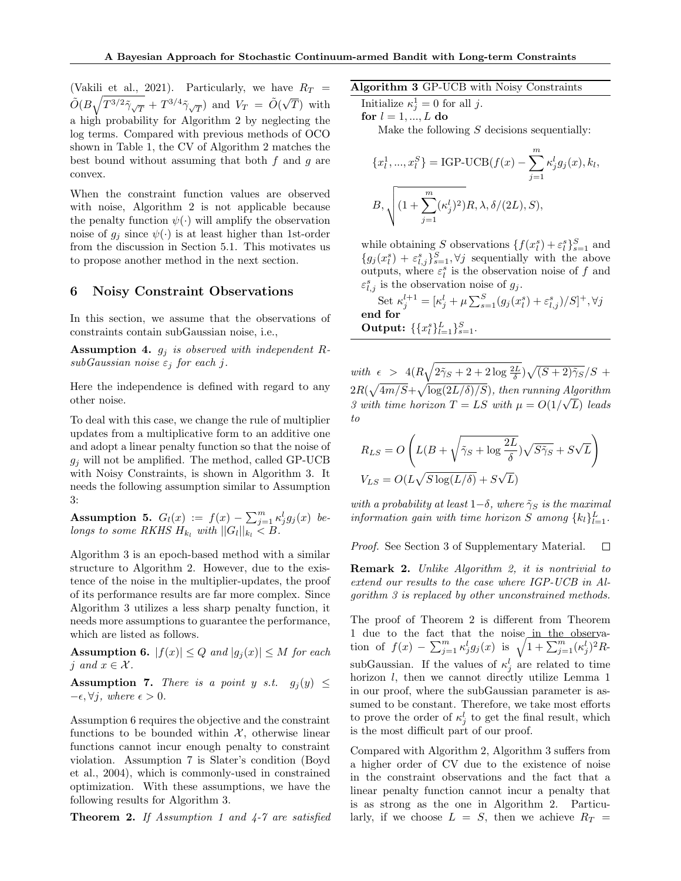(Vakili et al., 2021). Particularly, we have $R_T = \tilde{O}(B\sqrt{T^{3/2}\tilde{\gamma}_{\sqrt{T}}} + T^{3/4}\tilde{\gamma}_{\sqrt{T}})$ and $V_T = \tilde{O}(\sqrt{T})$ with a high probability for Algorithm 2 by neglecting the log terms. Compared with previous methods of OCO shown in Table 1, the CV of Algorithm 2 matches the best bound without assuming that both $f$ and $g$ are convex.

When the constraint function values are observed with noise, Algorithm 2 is not applicable because the penalty function $\psi(\cdot)$ will amplify the observation noise of $g_j$ since $\psi(\cdot)$ is at least higher than 1st-order from the discussion in Section 5.1. This motivates us to propose another method in the next section.

## 6 Noisy Constraint Observations

In this section, we assume that the observations of constraints contain subGaussian noise, i.e.,

**Assumption 4.** *$g_j$ is observed with independent $R$-subGaussian noise $\varepsilon_j$ for each $j$.*

Here the independence is defined with regard to any other noise.

To deal with this case, we change the rule of multiplier updates from a multiplicative form to an additive one and adopt a linear penalty function so that the noise of $g_j$ will not be amplified. The method, called GP-UCB with Noisy Constraints, is shown in Algorithm 3. It needs the following assumption similar to Assumption 3:

**Assumption 5.** *$G_l(x) := f(x) - \sum_{j=1}^{m} \kappa_j^l g_j(x)$ belongs to some RKHS $H_{k_l}$ with $||G_l||_{k_l} < B$.*

Algorithm 3 is an epoch-based method with a similar structure to Algorithm 2. However, due to the existence of the noise in the multiplier-updates, the proof of its performance results are far more complex. Since Algorithm 3 utilizes a less sharp penalty function, it needs more assumptions to guarantee the performance, which are listed as follows.

**Assumption 6.** *$|f(x)| \leq Q$ and $|g_j(x)| \leq M$ for each $j$ and $x \in \mathcal{X}$.*

**Assumption 7.** *There is a point $y$ s.t. $g_j(y) \leq -\epsilon, \forall j$, where $\epsilon > 0$.*

Assumption 6 requires the objective and the constraint functions to be bounded within $\mathcal{X}$, otherwise linear functions cannot incur enough penalty to constraint violation. Assumption 7 is Slater's condition (Boyd et al., 2004), which is commonly-used in constrained optimization. With these assumptions, we have the following results for Algorithm 3.

**Algorithm 3** GP-UCB with Noisy Constraints

Initialize $\kappa_j^1 = 0$ for all $j$.
**for** $l = 1, ..., L$ **do**
  Make the following $S$ decisions sequentially:

$$\{x_l^1, ..., x_l^S\} = \text{IGP-UCB}(f(x) - \sum_{j=1}^{m} \kappa_j^l g_j(x), k_l,$$

$$B, \sqrt{(1 + \sum_{j=1}^{m}(\kappa_j^l)^2)}R, \lambda, \delta/(2L), S),$$

  while obtaining $S$ observations $\{f(x_l^s) + \varepsilon_l^s\}_{s=1}^S$ and $\{g_j(x_l^s) + \varepsilon_{l,j}^s\}_{s=1}^S, \forall j$ sequentially with the above outputs, where $\varepsilon_l^s$ is the observation noise of $f$ and $\varepsilon_{l,j}^s$ is the observation noise of $g_j$.
  Set $\kappa_j^{l+1} = [\kappa_j^l + \mu \sum_{s=1}^{S}(g_j(x_l^s) + \varepsilon_{l,j}^s)/S]^+, \forall j$
**end for**
**Output:** $\{\{x_l^s\}_{l=1}^L\}_{s=1}^S$.

**Theorem 2.** *If Assumption 1 and 4-7 are satisfied with $\epsilon > 4(R\sqrt{2\tilde{\gamma}_S + 2 + 2\log\frac{2L}{\delta}})\sqrt{(S+2)\tilde{\gamma}_S}/S + 2R(\sqrt{4m/S} + \sqrt{\log(2L/\delta)/S})$, then running Algorithm 3 with time horizon $T = LS$ with $\mu = O(1/\sqrt{L})$ leads to*

$$R_{LS} = O\left(L(B + \sqrt{\tilde{\gamma}_S + \log\frac{2L}{\delta}})\sqrt{S\tilde{\gamma}_S} + S\sqrt{L}\right)$$

$$V_{LS} = O(L\sqrt{S\log(L/\delta)} + S\sqrt{L})$$

*with a probability at least $1-\delta$, where $\tilde{\gamma}_S$ is the maximal information gain with time horizon $S$ among $\{k_l\}_{l=1}^L$.*

*Proof.* See Section 3 of Supplementary Material. □

**Remark 2.** *Unlike Algorithm 2, it is nontrivial to extend our results to the case where IGP-UCB in Algorithm 3 is replaced by other unconstrained methods.*

The proof of Theorem 2 is different from Theorem 1 due to the fact that the noise in the observation of $f(x) - \sum_{j=1}^{m} \kappa_j^l g_j(x)$ is $\sqrt{1 + \sum_{j=1}^{m}(\kappa_j^l)^2}R$-subGaussian. If the values of $\kappa_j^l$ are related to time horizon $l$, then we cannot directly utilize Lemma 1 in our proof, where the subGaussian parameter is assumed to be constant. Therefore, we take most efforts to prove the order of $\kappa_j^l$ to get the final result, which is the most difficult part of our proof.

Compared with Algorithm 2, Algorithm 3 suffers from a higher order of CV due to the existence of noise in the constraint observations and the fact that a linear penalty function cannot incur a penalty that is as strong as the one in Algorithm 2. Particularly, if we choose $L = S$, then we achieve $R_T =$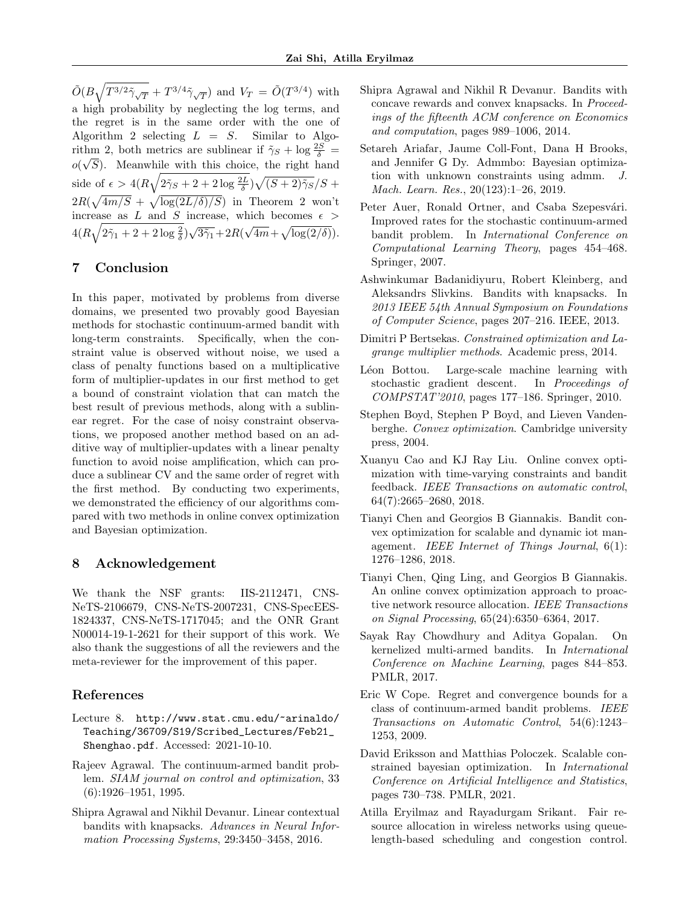$\tilde{O}(B\sqrt{T^{3/2}\tilde{\gamma}_{\sqrt{T}}} + T^{3/4}\tilde{\gamma}_{\sqrt{T}})$ and $V_T = \tilde{O}(T^{3/4})$ with a high probability by neglecting the log terms, and the regret is in the same order with the one of Algorithm 2 selecting $L = S$. Similar to Algorithm 2, both metrics are sublinear if $\tilde{\gamma}_S + \log\frac{2S}{\delta} = o(\sqrt{S})$. Meanwhile with this choice, the right hand side of $\epsilon > 4(R\sqrt{2\tilde{\gamma}_S + 2 + 2\log\frac{2L}{\delta}})\sqrt{(S+2)\tilde{\gamma}_S}/S + 2R(\sqrt{4m/S} + \sqrt{\log(2L/\delta)/S})$ in Theorem 2 won't increase as $L$ and $S$ increase, which becomes $\epsilon > 4(R\sqrt{2\tilde{\gamma}_1 + 2 + 2\log\frac{2}{\delta}})\sqrt{3\tilde{\gamma}_1} + 2R(\sqrt{4m} + \sqrt{\log(2/\delta)})$.

## 7 Conclusion

In this paper, motivated by problems from diverse domains, we presented two provably good Bayesian methods for stochastic continuum-armed bandit with long-term constraints. Specifically, when the constraint value is observed without noise, we used a class of penalty functions based on a multiplicative form of multiplier-updates in our first method to get a bound of constraint violation that can match the best result of previous methods, along with a sublinear regret. For the case of noisy constraint observations, we proposed another method based on an additive way of multiplier-updates with a linear penalty function to avoid noise amplification, which can produce a sublinear CV and the same order of regret with the first method. By conducting two experiments, we demonstrated the efficiency of our algorithms compared with two methods in online convex optimization and Bayesian optimization.

## 8 Acknowledgement

We thank the NSF grants: IIS-2112471, CNS-NeTS-2106679, CNS-NeTS-2007231, CNS-SpecEES-1824337, CNS-NeTS-1717045; and the ONR Grant N00014-19-1-2621 for their support of this work. We also thank the suggestions of all the reviewers and the meta-reviewer for the improvement of this paper.

## References

Lecture 8. http://www.stat.cmu.edu/~arinaldo/Teaching/36709/S19/Scribed_Lectures/Feb21_Shenghao.pdf. Accessed: 2021-10-10.

Rajeev Agrawal. The continuum-armed bandit problem. *SIAM journal on control and optimization*, 33 (6):1926–1951, 1995.

Shipra Agrawal and Nikhil Devanur. Linear contextual bandits with knapsacks. *Advances in Neural Information Processing Systems*, 29:3450–3458, 2016.

Shipra Agrawal and Nikhil R Devanur. Bandits with concave rewards and convex knapsacks. In *Proceedings of the fifteenth ACM conference on Economics and computation*, pages 989–1006, 2014.

Setareh Ariafar, Jaume Coll-Font, Dana H Brooks, and Jennifer G Dy. Admmbo: Bayesian optimization with unknown constraints using admm. *J. Mach. Learn. Res.*, 20(123):1–26, 2019.

Peter Auer, Ronald Ortner, and Csaba Szepesvári. Improved rates for the stochastic continuum-armed bandit problem. In *International Conference on Computational Learning Theory*, pages 454–468. Springer, 2007.

Ashwinkumar Badanidiyuru, Robert Kleinberg, and Aleksandrs Slivkins. Bandits with knapsacks. In *2013 IEEE 54th Annual Symposium on Foundations of Computer Science*, pages 207–216. IEEE, 2013.

Dimitri P Bertsekas. *Constrained optimization and Lagrange multiplier methods*. Academic press, 2014.

Léon Bottou. Large-scale machine learning with stochastic gradient descent. In *Proceedings of COMPSTAT'2010*, pages 177–186. Springer, 2010.

Stephen Boyd, Stephen P Boyd, and Lieven Vandenberghe. *Convex optimization*. Cambridge university press, 2004.

Xuanyu Cao and KJ Ray Liu. Online convex optimization with time-varying constraints and bandit feedback. *IEEE Transactions on automatic control*, 64(7):2665–2680, 2018.

Tianyi Chen and Georgios B Giannakis. Bandit convex optimization for scalable and dynamic iot management. *IEEE Internet of Things Journal*, 6(1): 1276–1286, 2018.

Tianyi Chen, Qing Ling, and Georgios B Giannakis. An online convex optimization approach to proactive network resource allocation. *IEEE Transactions on Signal Processing*, 65(24):6350–6364, 2017.

Sayak Ray Chowdhury and Aditya Gopalan. On kernelized multi-armed bandits. In *International Conference on Machine Learning*, pages 844–853. PMLR, 2017.

Eric W Cope. Regret and convergence bounds for a class of continuum-armed bandit problems. *IEEE Transactions on Automatic Control*, 54(6):1243–1253, 2009.

David Eriksson and Matthias Poloczek. Scalable constrained bayesian optimization. In *International Conference on Artificial Intelligence and Statistics*, pages 730–738. PMLR, 2021.

Atilla Eryilmaz and Rayadurgam Srikant. Fair resource allocation in wireless networks using queue-length-based scheduling and congestion control.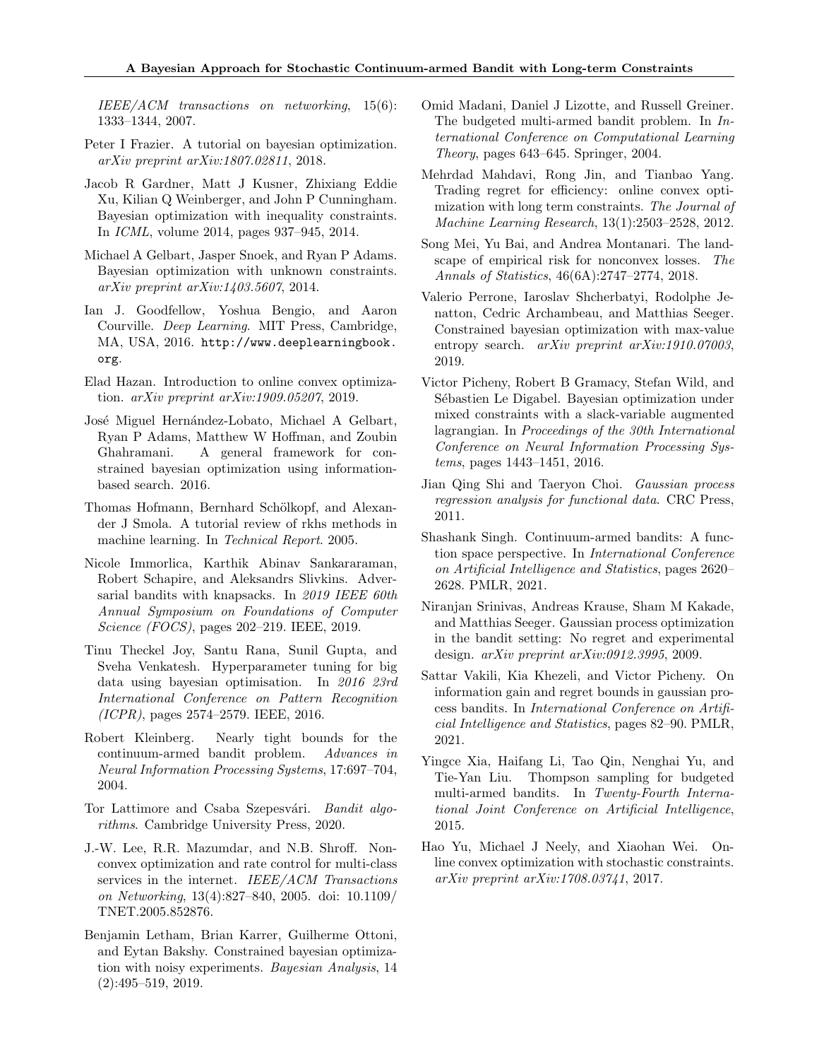*IEEE/ACM transactions on networking*, 15(6): 1333–1344, 2007.

Peter I Frazier. A tutorial on bayesian optimization. *arXiv preprint arXiv:1807.02811*, 2018.

Jacob R Gardner, Matt J Kusner, Zhixiang Eddie Xu, Kilian Q Weinberger, and John P Cunningham. Bayesian optimization with inequality constraints. In *ICML*, volume 2014, pages 937–945, 2014.

Michael A Gelbart, Jasper Snoek, and Ryan P Adams. Bayesian optimization with unknown constraints. *arXiv preprint arXiv:1403.5607*, 2014.

Ian J. Goodfellow, Yoshua Bengio, and Aaron Courville. *Deep Learning*. MIT Press, Cambridge, MA, USA, 2016. http://www.deeplearningbook.org.

Elad Hazan. Introduction to online convex optimization. *arXiv preprint arXiv:1909.05207*, 2019.

José Miguel Hernández-Lobato, Michael A Gelbart, Ryan P Adams, Matthew W Hoffman, and Zoubin Ghahramani. A general framework for constrained bayesian optimization using information-based search. 2016.

Thomas Hofmann, Bernhard Schölkopf, and Alexander J Smola. A tutorial review of rkhs methods in machine learning. In *Technical Report*. 2005.

Nicole Immorlica, Karthik Abinav Sankararaman, Robert Schapire, and Aleksandrs Slivkins. Adversarial bandits with knapsacks. In *2019 IEEE 60th Annual Symposium on Foundations of Computer Science (FOCS)*, pages 202–219. IEEE, 2019.

Tinu Theckel Joy, Santu Rana, Sunil Gupta, and Sveha Venkatesh. Hyperparameter tuning for big data using bayesian optimisation. In *2016 23rd International Conference on Pattern Recognition (ICPR)*, pages 2574–2579. IEEE, 2016.

Robert Kleinberg. Nearly tight bounds for the continuum-armed bandit problem. *Advances in Neural Information Processing Systems*, 17:697–704, 2004.

Tor Lattimore and Csaba Szepesvári. *Bandit algorithms*. Cambridge University Press, 2020.

J.-W. Lee, R.R. Mazumdar, and N.B. Shroff. Non-convex optimization and rate control for multi-class services in the internet. *IEEE/ACM Transactions on Networking*, 13(4):827–840, 2005. doi: 10.1109/TNET.2005.852876.

Benjamin Letham, Brian Karrer, Guilherme Ottoni, and Eytan Bakshy. Constrained bayesian optimization with noisy experiments. *Bayesian Analysis*, 14 (2):495–519, 2019.

Omid Madani, Daniel J Lizotte, and Russell Greiner. The budgeted multi-armed bandit problem. In *International Conference on Computational Learning Theory*, pages 643–645. Springer, 2004.

Mehrdad Mahdavi, Rong Jin, and Tianbao Yang. Trading regret for efficiency: online convex optimization with long term constraints. *The Journal of Machine Learning Research*, 13(1):2503–2528, 2012.

Song Mei, Yu Bai, and Andrea Montanari. The landscape of empirical risk for nonconvex losses. *The Annals of Statistics*, 46(6A):2747–2774, 2018.

Valerio Perrone, Iaroslav Shcherbatyi, Rodolphe Jenatton, Cedric Archambeau, and Matthias Seeger. Constrained bayesian optimization with max-value entropy search. *arXiv preprint arXiv:1910.07003*, 2019.

Victor Picheny, Robert B Gramacy, Stefan Wild, and Sébastien Le Digabel. Bayesian optimization under mixed constraints with a slack-variable augmented lagrangian. In *Proceedings of the 30th International Conference on Neural Information Processing Systems*, pages 1443–1451, 2016.

Jian Qing Shi and Taeryon Choi. *Gaussian process regression analysis for functional data*. CRC Press, 2011.

Shashank Singh. Continuum-armed bandits: A function space perspective. In *International Conference on Artificial Intelligence and Statistics*, pages 2620–2628. PMLR, 2021.

Niranjan Srinivas, Andreas Krause, Sham M Kakade, and Matthias Seeger. Gaussian process optimization in the bandit setting: No regret and experimental design. *arXiv preprint arXiv:0912.3995*, 2009.

Sattar Vakili, Kia Khezeli, and Victor Picheny. On information gain and regret bounds in gaussian process bandits. In *International Conference on Artificial Intelligence and Statistics*, pages 82–90. PMLR, 2021.

Yingce Xia, Haifang Li, Tao Qin, Nenghai Yu, and Tie-Yan Liu. Thompson sampling for budgeted multi-armed bandits. In *Twenty-Fourth International Joint Conference on Artificial Intelligence*, 2015.

Hao Yu, Michael J Neely, and Xiaohan Wei. Online convex optimization with stochastic constraints. *arXiv preprint arXiv:1708.03741*, 2017.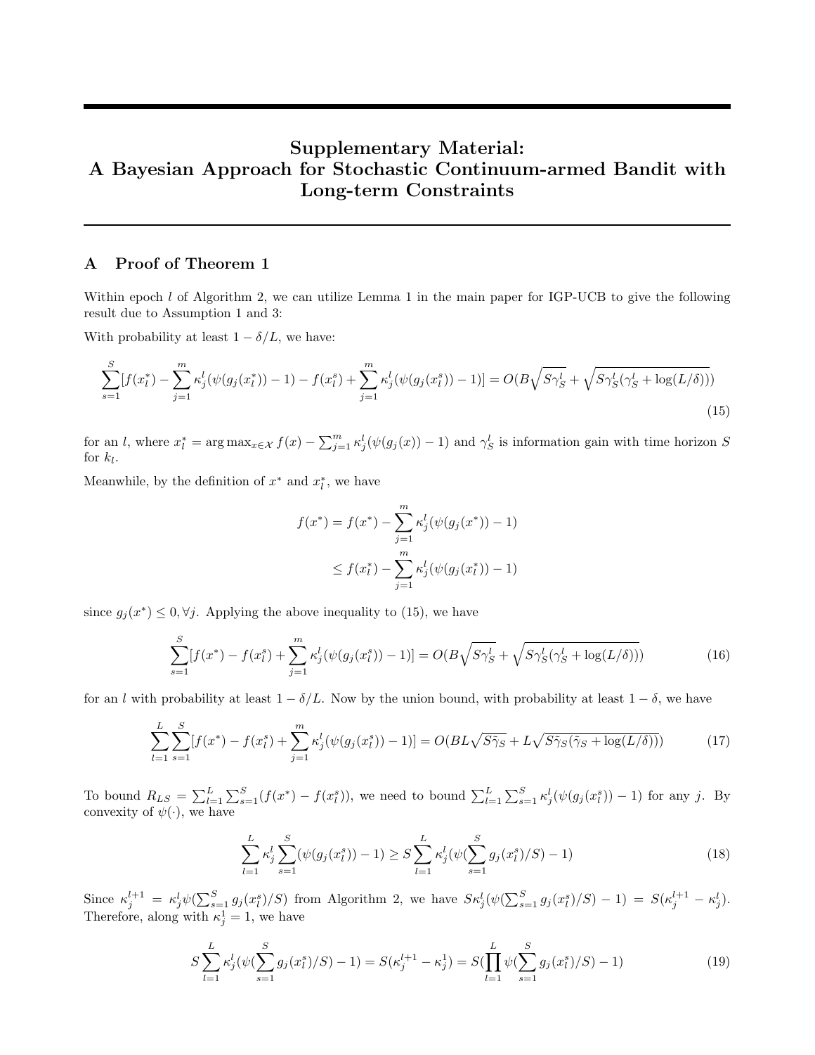# Supplementary Material: A Bayesian Approach for Stochastic Continuum-armed Bandit with Long-term Constraints

## A Proof of Theorem 1

Within epoch $l$ of Algorithm 2, we can utilize Lemma 1 in the main paper for IGP-UCB to give the following result due to Assumption 1 and 3:

With probability at least $1-\delta/L$, we have:

$$\sum_{s=1}^{S}[f(x_l^*) - \sum_{j=1}^{m}\kappa_j^l(\psi(g_j(x_l^*))-1) - f(x_l^s) + \sum_{j=1}^{m}\kappa_j^l(\psi(g_j(x_l^s))-1)] = O(B\sqrt{S\gamma_S^l} + \sqrt{S\gamma_S^l(\gamma_S^l + \log(L/\delta))}) \tag{15}$$

for an $l$, where $x_l^* = \arg\max_{x\in\mathcal{X}} f(x) - \sum_{j=1}^{m}\kappa_j^l(\psi(g_j(x))-1)$ and $\gamma_S^l$ is information gain with time horizon $S$ for $k_l$.

Meanwhile, by the definition of $x^*$ and $x_l^*$, we have

$$\begin{aligned}
f(x^*) &= f(x^*) - \sum_{j=1}^{m}\kappa_j^l(\psi(g_j(x^*))-1) \\
&\le f(x_l^*) - \sum_{j=1}^{m}\kappa_j^l(\psi(g_j(x_l^*))-1)
\end{aligned}$$

since $g_j(x^*) \le 0, \forall j$. Applying the above inequality to (15), we have

$$\sum_{s=1}^{S}[f(x^*) - f(x_l^s) + \sum_{j=1}^{m}\kappa_j^l(\psi(g_j(x_l^s))-1)] = O(B\sqrt{S\gamma_S^l} + \sqrt{S\gamma_S^l(\gamma_S^l + \log(L/\delta))}) \tag{16}$$

for an $l$ with probability at least $1-\delta/L$. Now by the union bound, with probability at least $1-\delta$, we have

$$\sum_{l=1}^{L}\sum_{s=1}^{S}[f(x^*) - f(x_l^s) + \sum_{j=1}^{m}\kappa_j^l(\psi(g_j(x_l^s))-1)] = O(BL\sqrt{S\tilde{\gamma}_S} + L\sqrt{S\tilde{\gamma}_S(\tilde{\gamma}_S + \log(L/\delta))}) \tag{17}$$

To bound $R_{LS} = \sum_{l=1}^{L}\sum_{s=1}^{S}(f(x^*) - f(x_l^s))$, we need to bound $\sum_{l=1}^{L}\sum_{s=1}^{S}\kappa_j^l(\psi(g_j(x_l^s))-1)$ for any $j$. By convexity of $\psi(\cdot)$, we have

$$\sum_{l=1}^{L}\kappa_j^l\sum_{s=1}^{S}(\psi(g_j(x_l^s))-1) \ge S\sum_{l=1}^{L}\kappa_j^l(\psi(\sum_{s=1}^{S}g_j(x_l^s)/S)-1) \tag{18}$$

Since $\kappa_j^{l+1} = \kappa_j^l\psi(\sum_{s=1}^{S}g_j(x_l^s)/S)$ from Algorithm 2, we have $S\kappa_j^l(\psi(\sum_{s=1}^{S}g_j(x_l^s)/S)-1) = S(\kappa_j^{l+1}-\kappa_j^l)$. Therefore, along with $\kappa_j^1 = 1$, we have

$$S\sum_{l=1}^{L}\kappa_j^l(\psi(\sum_{s=1}^{S}g_j(x_l^s)/S)-1) = S(\kappa_j^{l+1}-\kappa_j^1) = S(\prod_{l=1}^{L}\psi(\sum_{s=1}^{S}g_j(x_l^s)/S)-1) \tag{19}$$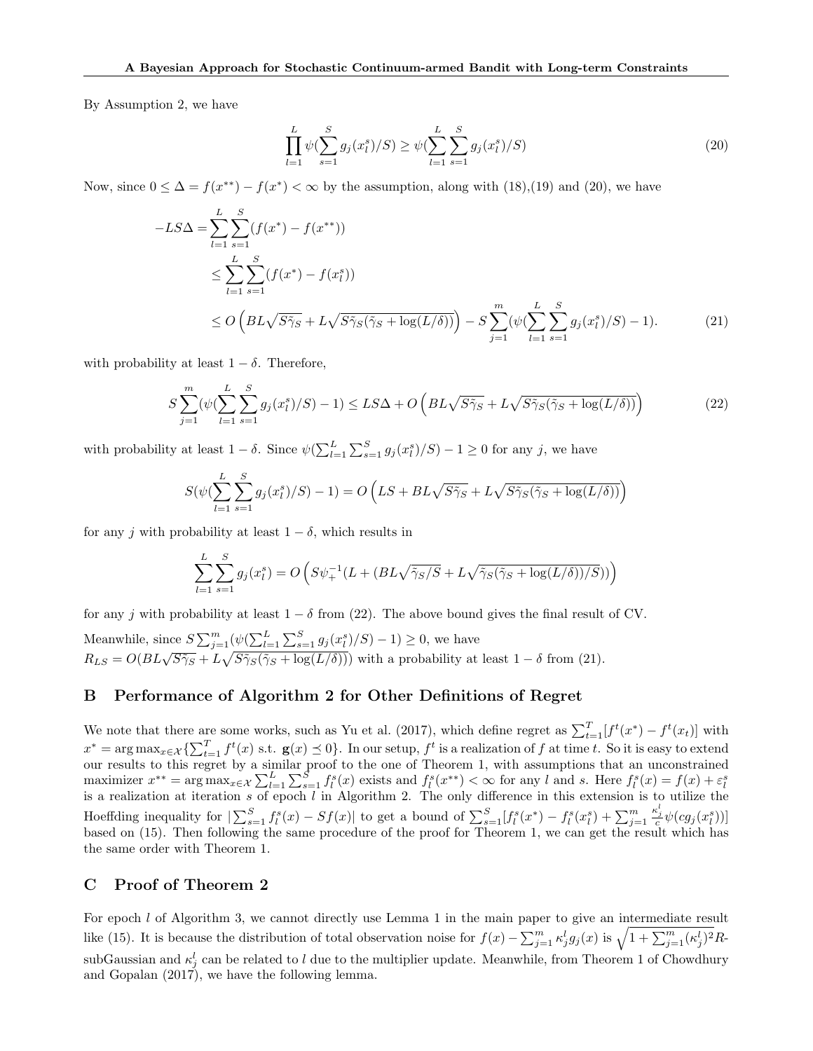By Assumption 2, we have

$$\prod_{l=1}^{L}\psi(\sum_{s=1}^{S}g_j(x_l^s)/S) \geq \psi(\sum_{l=1}^{L}\sum_{s=1}^{S}g_j(x_l^s)/S) \tag{20}$$

Now, since $0 \leq \Delta = f(x^{**}) - f(x^*) < \infty$ by the assumption, along with (18),(19) and (20), we have

$$\begin{aligned}
-LS\Delta =& \sum_{l=1}^{L}\sum_{s=1}^{S}(f(x^*) - f(x^{**})) \\
\leq& \sum_{l=1}^{L}\sum_{s=1}^{S}(f(x^*) - f(x_l^s)) \\
\leq& O\left(BL\sqrt{S\tilde{\gamma}_S} + L\sqrt{S\tilde{\gamma}_S(\tilde{\gamma}_S + \log(L/\delta))}\right) - S\sum_{j=1}^{m}(\psi(\sum_{l=1}^{L}\sum_{s=1}^{S}g_j(x_l^s)/S) - 1).
\end{aligned} \tag{21}$$

with probability at least $1-\delta$. Therefore,

$$S\sum_{j=1}^{m}(\psi(\sum_{l=1}^{L}\sum_{s=1}^{S}g_j(x_l^s)/S) - 1) \leq LS\Delta + O\left(BL\sqrt{S\tilde{\gamma}_S} + L\sqrt{S\tilde{\gamma}_S(\tilde{\gamma}_S + \log(L/\delta))}\right) \tag{22}$$

with probability at least $1-\delta$. Since $\psi(\sum_{l=1}^{L}\sum_{s=1}^{S}g_j(x_l^s)/S) - 1 \geq 0$ for any $j$, we have

$$S(\psi(\sum_{l=1}^{L}\sum_{s=1}^{S}g_j(x_l^s)/S) - 1) = O\left(LS + BL\sqrt{S\tilde{\gamma}_S} + L\sqrt{S\tilde{\gamma}_S(\tilde{\gamma}_S + \log(L/\delta))}\right)$$

for any $j$ with probability at least $1-\delta$, which results in

$$\sum_{l=1}^{L}\sum_{s=1}^{S}g_j(x_l^s) = O\left(S\psi_+^{-1}(L + (BL\sqrt{\tilde{\gamma}_S/S} + L\sqrt{\tilde{\gamma}_S(\tilde{\gamma}_S + \log(L/\delta))/S}))\right)$$

for any $j$ with probability at least $1-\delta$ from (22). The above bound gives the final result of CV.

Meanwhile, since $S\sum_{j=1}^{m}(\psi(\sum_{l=1}^{L}\sum_{s=1}^{S}g_j(x_l^s)/S) - 1) \geq 0$, we have $R_{LS} = O(BL\sqrt{S\tilde{\gamma}_S} + L\sqrt{S\tilde{\gamma}_S(\tilde{\gamma}_S + \log(L/\delta))})$ with a probability at least $1-\delta$ from (21).

## B Performance of Algorithm 2 for Other Definitions of Regret

We note that there are some works, such as Yu et al. (2017), which define regret as $\sum_{t=1}^{T}[f^t(x^*) - f^t(x_t)]$ with $x^* = \arg\max_{x\in\mathcal{X}}\{\sum_{t=1}^{T}f^t(x) \text{ s.t. } \mathbf{g}(x) \preceq 0\}$. In our setup, $f^t$ is a realization of $f$ at time $t$. So it is easy to extend our results to this regret by a similar proof to the one of Theorem 1, with assumptions that an unconstrained maximizer $x^{**} = \arg\max_{x\in\mathcal{X}}\sum_{l=1}^{L}\sum_{s=1}^{S}f_l^s(x)$ exists and $f_l^s(x^{**}) < \infty$ for any $l$ and $s$. Here $f_l^s(x) = f(x) + \varepsilon_l^s$ is a realization at iteration $s$ of epoch $l$ in Algorithm 2. The only difference in this extension is to utilize the Hoeffding inequality for $|\sum_{s=1}^{S}f_l^s(x) - Sf(x)|$ to get a bound of $\sum_{s=1}^{S}[f_l^s(x^*) - f_l^s(x_l^s) + \sum_{j=1}^{m}\frac{\kappa_j^l}{c}\psi(cg_j(x_l^s))]$ based on (15). Then following the same procedure of the proof for Theorem 1, we can get the result which has the same order with Theorem 1.

## C Proof of Theorem 2

For epoch $l$ of Algorithm 3, we cannot directly use Lemma 1 in the main paper to give an intermediate result like (15). It is because the distribution of total observation noise for $f(x) - \sum_{j=1}^{m}\kappa_j^l g_j(x)$ is $\sqrt{1+\sum_{j=1}^{m}(\kappa_j^l)^2}R$-subGaussian and $\kappa_j^l$ can be related to $l$ due to the multiplier update. Meanwhile, from Theorem 1 of Chowdhury and Gopalan (2017), we have the following lemma.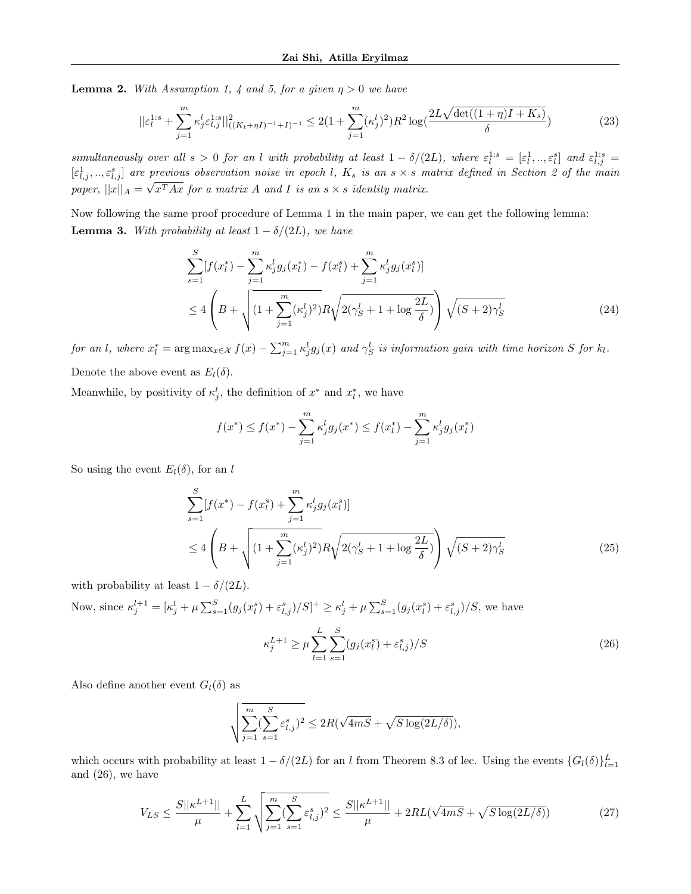**Lemma 2.** *With Assumption 1, 4 and 5, for a given $\eta > 0$ we have*

$$||\varepsilon_l^{1:s} + \sum_{j=1}^{m} \kappa_j^l \varepsilon_{l,j}^{1:s}||^2_{((K_t+\eta I)^{-1}+I)^{-1}} \leq 2(1 + \sum_{j=1}^{m} (\kappa_j^l)^2) R^2 \log(\frac{2L\sqrt{\det((1+\eta)I + K_s)}}{\delta}) \tag{23}$$

*simultaneously over all $s > 0$ for an $l$ with probability at least $1 - \delta/(2L)$, where $\varepsilon_l^{1:s} = [\varepsilon_l^1, .., \varepsilon_l^s]$ and $\varepsilon_{l,j}^{1:s} = [\varepsilon_{l,j}^1, .., \varepsilon_{l,j}^s]$ are previous observation noise in epoch $l$, $K_s$ is an $s \times s$ matrix defined in Section 2 of the main paper, $||x||_A = \sqrt{x^T A x}$ for a matrix $A$ and $I$ is an $s \times s$ identity matrix.*

Now following the same proof procedure of Lemma 1 in the main paper, we can get the following lemma:

**Lemma 3.** *With probability at least $1 - \delta/(2L)$, we have*

$$\begin{aligned}
&\sum_{s=1}^{S} [f(x_l^*) - \sum_{j=1}^{m} \kappa_j^l g_j(x_l^*) - f(x_l^s) + \sum_{j=1}^{m} \kappa_j^l g_j(x_l^s)] \\
&\leq 4 \left( B + \sqrt{(1 + \sum_{j=1}^{m} (\kappa_j^l)^2)} R \sqrt{2(\gamma_S^l + 1 + \log \frac{2L}{\delta})} \right) \sqrt{(S+2)\gamma_S^l}
\end{aligned} \tag{24}$$

*for an $l$, where $x_l^* = \arg\max_{x \in \mathcal{X}} f(x) - \sum_{j=1}^{m} \kappa_j^l g_j(x)$ and $\gamma_S^l$ is information gain with time horizon $S$ for $k_l$.*

Denote the above event as $E_l(\delta)$.

Meanwhile, by positivity of $\kappa_j^l$, the definition of $x^*$ and $x_l^*$, we have

$$f(x^*) \leq f(x^*) - \sum_{j=1}^{m} \kappa_j^l g_j(x^*) \leq f(x_l^*) - \sum_{j=1}^{m} \kappa_j^l g_j(x_l^*)$$

So using the event $E_l(\delta)$, for an $l$

$$\begin{aligned}
&\sum_{s=1}^{S} [f(x^*) - f(x_l^s) + \sum_{j=1}^{m} \kappa_j^l g_j(x_l^s)] \\
&\leq 4 \left( B + \sqrt{(1 + \sum_{j=1}^{m} (\kappa_j^l)^2)} R \sqrt{2(\gamma_S^l + 1 + \log \frac{2L}{\delta})} \right) \sqrt{(S+2)\gamma_S^l}
\end{aligned} \tag{25}$$

with probability at least $1 - \delta/(2L)$.

Now, since $\kappa_j^{l+1} = [\kappa_j^l + \mu \sum_{s=1}^{S} (g_j(x_l^s) + \varepsilon_{l,j}^s)/S]^+ \geq \kappa_j^l + \mu \sum_{s=1}^{S} (g_j(x_l^s) + \varepsilon_{l,j}^s)/S$, we have

$$\kappa_j^{L+1} \geq \mu \sum_{l=1}^{L} \sum_{s=1}^{S} (g_j(x_l^s) + \varepsilon_{l,j}^s)/S \tag{26}$$

Also define another event $G_l(\delta)$ as

$$\sqrt{\sum_{j=1}^{m} (\sum_{s=1}^{S} \varepsilon_{l,j}^s)^2} \leq 2R(\sqrt{4mS} + \sqrt{S \log(2L/\delta)}),$$

which occurs with probability at least $1 - \delta/(2L)$ for an $l$ from Theorem 8.3 of lec. Using the events $\{G_l(\delta)\}_{l=1}^{L}$ and (26), we have

$$V_{LS} \leq \frac{S||\kappa^{L+1}||}{\mu} + \sum_{l=1}^{L} \sqrt{\sum_{j=1}^{m} (\sum_{s=1}^{S} \varepsilon_{l,j}^s)^2} \leq \frac{S||\kappa^{L+1}||}{\mu} + 2RL(\sqrt{4mS} + \sqrt{S \log(2L/\delta)}) \tag{27}$$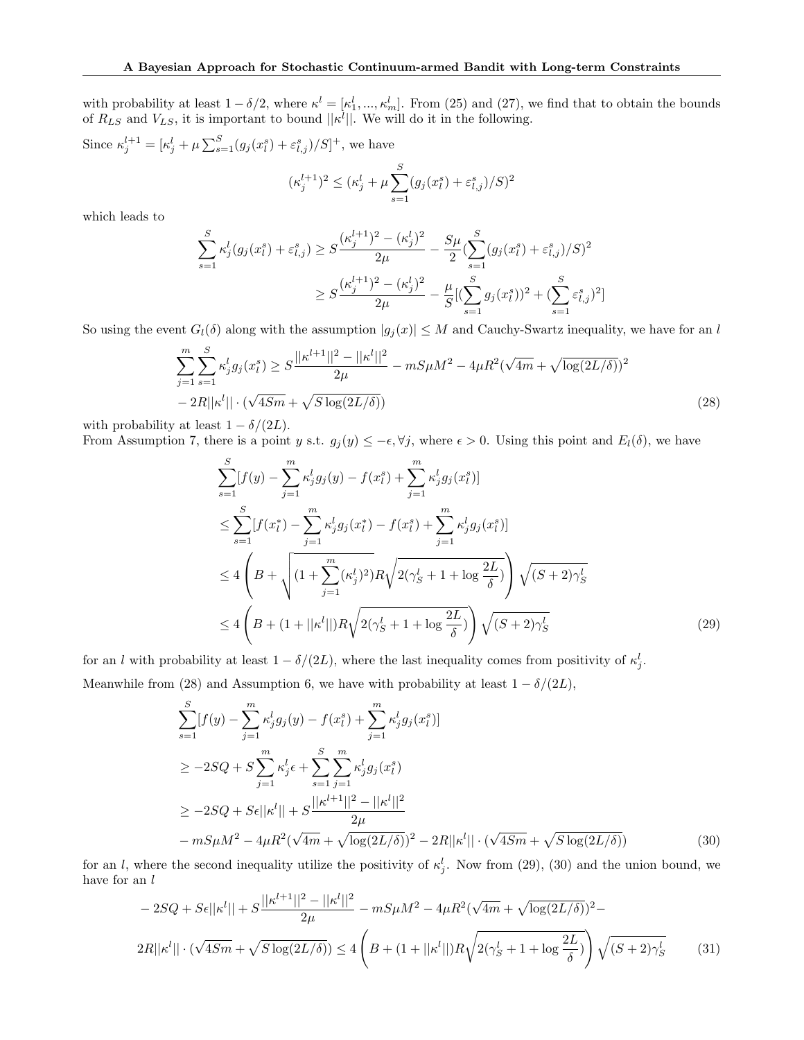with probability at least $1-\delta/2$, where $\kappa^l = [\kappa_1^l, ..., \kappa_m^l]$. From (25) and (27), we find that to obtain the bounds of $R_{LS}$ and $V_{LS}$, it is important to bound $||\kappa^l||$. We will do it in the following.

Since $\kappa_j^{l+1} = [\kappa_j^l + \mu \sum_{s=1}^S (g_j(x_l^s) + \varepsilon_{l,j}^s)/S]^+$, we have

$$
(\kappa_j^{l+1})^2 \leq (\kappa_j^l + \mu \sum_{s=1}^S (g_j(x_l^s) + \varepsilon_{l,j}^s)/S)^2
$$

which leads to

$$
\begin{aligned}
\sum_{s=1}^S \kappa_j^l (g_j(x_l^s) + \varepsilon_{l,j}^s) &\geq S\frac{(\kappa_j^{l+1})^2 - (\kappa_j^l)^2}{2\mu} - \frac{S\mu}{2}(\sum_{s=1}^S (g_j(x_l^s) + \varepsilon_{l,j}^s)/S)^2 \\
&\geq S\frac{(\kappa_j^{l+1})^2 - (\kappa_j^l)^2}{2\mu} - \frac{\mu}{S}[(\sum_{s=1}^S g_j(x_l^s))^2 + (\sum_{s=1}^S \varepsilon_{l,j}^s)^2]
\end{aligned}
$$

So using the event $G_l(\delta)$ along with the assumption $|g_j(x)| \leq M$ and Cauchy-Swartz inequality, we have for an $l$

$$
\begin{aligned}
\sum_{j=1}^m \sum_{s=1}^S \kappa_j^l g_j(x_l^s) \geq & S\frac{||\kappa^{l+1}||^2 - ||\kappa^l||^2}{2\mu} - mS\mu M^2 - 4\mu R^2(\sqrt{4m} + \sqrt{\log(2L/\delta)})^2 \\
& - 2R||\kappa^l|| \cdot (\sqrt{4Sm} + \sqrt{S\log(2L/\delta)})
\end{aligned} \tag{28}
$$

with probability at least $1 - \delta/(2L)$.

From Assumption 7, there is a point $y$ s.t. $g_j(y) \leq -\epsilon, \forall j$, where $\epsilon > 0$. Using this point and $E_l(\delta)$, we have

$$
\begin{aligned}
&\sum_{s=1}^S [f(y) - \sum_{j=1}^m \kappa_j^l g_j(y) - f(x_l^s) + \sum_{j=1}^m \kappa_j^l g_j(x_l^s)] \\
&\leq \sum_{s=1}^S [f(x_l^*) - \sum_{j=1}^m \kappa_j^l g_j(x_l^*) - f(x_l^s) + \sum_{j=1}^m \kappa_j^l g_j(x_l^s)] \\
&\leq 4\left(B + \sqrt{(1 + \sum_{j=1}^m (\kappa_j^l)^2)} R\sqrt{2(\gamma_S^l + 1 + \log\frac{2L}{\delta})}\right)\sqrt{(S+2)\gamma_S^l} \\
&\leq 4\left(B + (1 + ||\kappa^l||)R\sqrt{2(\gamma_S^l + 1 + \log\frac{2L}{\delta})}\right)\sqrt{(S+2)\gamma_S^l}
\end{aligned} \tag{29}
$$

for an $l$ with probability at least $1 - \delta/(2L)$, where the last inequality comes from positivity of $\kappa_j^l$.

Meanwhile from (28) and Assumption 6, we have with probability at least $1 - \delta/(2L)$,

$$
\begin{aligned}
&\sum_{s=1}^S [f(y) - \sum_{j=1}^m \kappa_j^l g_j(y) - f(x_l^s) + \sum_{j=1}^m \kappa_j^l g_j(x_l^s)] \\
&\geq -2SQ + S\sum_{j=1}^m \kappa_j^l \epsilon + \sum_{s=1}^S \sum_{j=1}^m \kappa_j^l g_j(x_l^s) \\
&\geq -2SQ + S\epsilon||\kappa^l|| + S\frac{||\kappa^{l+1}||^2 - ||\kappa^l||^2}{2\mu} \\
&- mS\mu M^2 - 4\mu R^2(\sqrt{4m} + \sqrt{\log(2L/\delta)})^2 - 2R||\kappa^l|| \cdot (\sqrt{4Sm} + \sqrt{S\log(2L/\delta)})
\end{aligned} \tag{30}
$$

for an $l$, where the second inequality utilize the positivity of $\kappa_j^l$. Now from (29), (30) and the union bound, we have for an $l$

$$
\begin{aligned}
&-2SQ + S\epsilon||\kappa^l|| + S\frac{||\kappa^{l+1}||^2 - ||\kappa^l||^2}{2\mu} - mS\mu M^2 - 4\mu R^2(\sqrt{4m} + \sqrt{\log(2L/\delta)})^2 - \\
&2R||\kappa^l|| \cdot (\sqrt{4Sm} + \sqrt{S\log(2L/\delta)}) \leq 4\left(B + (1 + ||\kappa^l||)R\sqrt{2(\gamma_S^l + 1 + \log\frac{2L}{\delta})}\right)\sqrt{(S+2)\gamma_S^l}
\end{aligned} \tag{31}
$$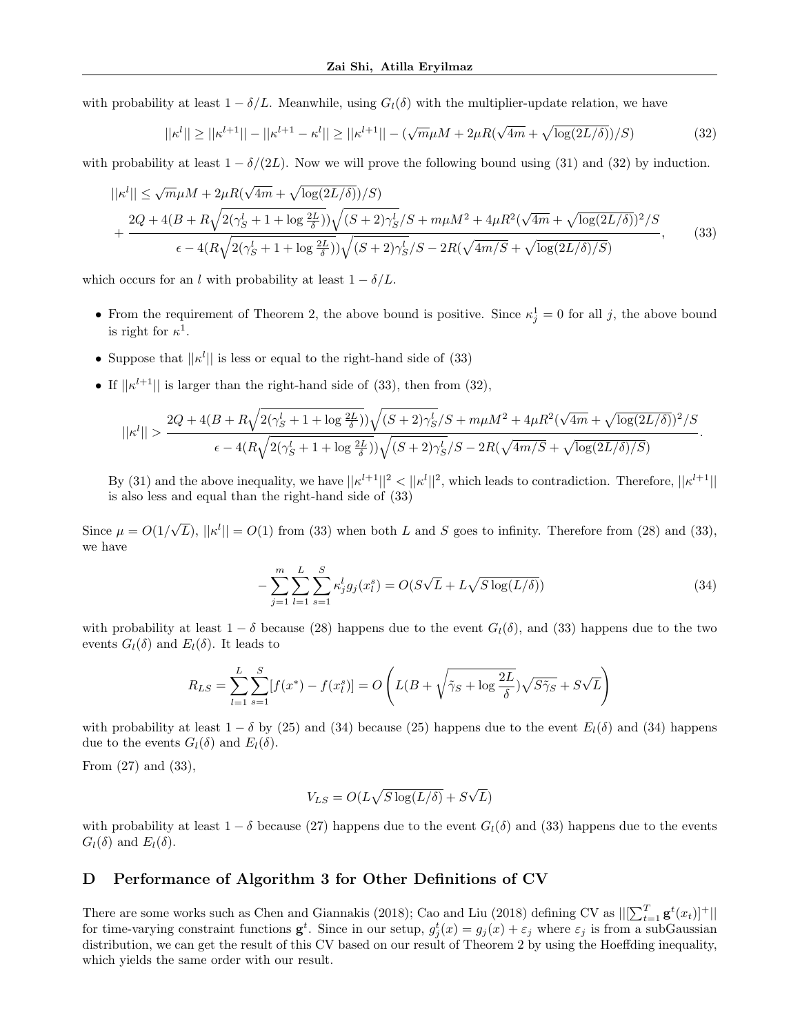with probability at least $1 - \delta/L$. Meanwhile, using $G_l(\delta)$ with the multiplier-update relation, we have

$$||\kappa^l|| \geq ||\kappa^{l+1}|| - ||\kappa^{l+1} - \kappa^l|| \geq ||\kappa^{l+1}|| - (\sqrt{m}\mu M + 2\mu R(\sqrt{4m} + \sqrt{\log(2L/\delta)})/S) \tag{32}$$

with probability at least $1 - \delta/(2L)$. Now we will prove the following bound using (31) and (32) by induction.

$$\begin{aligned} ||\kappa^l|| \leq\; & \sqrt{m}\mu M + 2\mu R(\sqrt{4m} + \sqrt{\log(2L/\delta)})/S) \\ & + \frac{2Q + 4(B + R\sqrt{2(\gamma_S^l + 1 + \log\frac{2L}{\delta})})\sqrt{(S+2)\gamma_S^l}/S + m\mu M^2 + 4\mu R^2(\sqrt{4m} + \sqrt{\log(2L/\delta)})^2/S}{\epsilon - 4(R\sqrt{2(\gamma_S^l + 1 + \log\frac{2L}{\delta})})\sqrt{(S+2)\gamma_S^l}/S - 2R(\sqrt{4m/S} + \sqrt{\log(2L/\delta)/S})}, \end{aligned} \tag{33}$$

which occurs for an $l$ with probability at least $1 - \delta/L$.

- From the requirement of Theorem 2, the above bound is positive. Since $\kappa_j^1 = 0$ for all $j$, the above bound is right for $\kappa^1$.
- Suppose that $||\kappa^l||$ is less or equal to the right-hand side of (33)
- If $||\kappa^{l+1}||$ is larger than the right-hand side of (33), then from (32),

$$||\kappa^l|| > \frac{2Q + 4(B + R\sqrt{2(\gamma_S^l + 1 + \log\frac{2L}{\delta})})\sqrt{(S+2)\gamma_S^l}/S + m\mu M^2 + 4\mu R^2(\sqrt{4m} + \sqrt{\log(2L/\delta)})^2/S}{\epsilon - 4(R\sqrt{2(\gamma_S^l + 1 + \log\frac{2L}{\delta})})\sqrt{(S+2)\gamma_S^l}/S - 2R(\sqrt{4m/S} + \sqrt{\log(2L/\delta)/S})}.$$

  By (31) and the above inequality, we have $||\kappa^{l+1}||^2 < ||\kappa^l||^2$, which leads to contradiction. Therefore, $||\kappa^{l+1}||$ is also less and equal than the right-hand side of (33)

Since $\mu = O(1/\sqrt{L})$, $||\kappa^l|| = O(1)$ from (33) when both $L$ and $S$ goes to infinity. Therefore from (28) and (33), we have

$$-\sum_{j=1}^{m}\sum_{l=1}^{L}\sum_{s=1}^{S}\kappa_j^l g_j(x_l^s) = O(S\sqrt{L} + L\sqrt{S\log(L/\delta)}) \tag{34}$$

with probability at least $1 - \delta$ because (28) happens due to the event $G_l(\delta)$, and (33) happens due to the two events $G_l(\delta)$ and $E_l(\delta)$. It leads to

$$R_{LS} = \sum_{l=1}^{L}\sum_{s=1}^{S}[f(x^*) - f(x_l^s)] = O\left(L(B + \sqrt{\tilde{\gamma}_S + \log\frac{2L}{\delta}})\sqrt{S\tilde{\gamma}_S} + S\sqrt{L}\right)$$

with probability at least $1 - \delta$ by (25) and (34) because (25) happens due to the event $E_l(\delta)$ and (34) happens due to the events $G_l(\delta)$ and $E_l(\delta)$.

From (27) and (33),

$$V_{LS} = O(L\sqrt{S\log(L/\delta)} + S\sqrt{L})$$

with probability at least $1 - \delta$ because (27) happens due to the event $G_l(\delta)$ and (33) happens due to the events $G_l(\delta)$ and $E_l(\delta)$.

# D Performance of Algorithm 3 for Other Definitions of CV

There are some works such as Chen and Giannakis (2018); Cao and Liu (2018) defining CV as $||[\sum_{t=1}^{T}\mathbf{g}^t(x_t)]^+||$ for time-varying constraint functions $\mathbf{g}^t$. Since in our setup, $g_j^t(x) = g_j(x) + \varepsilon_j$ where $\varepsilon_j$ is from a subGaussian distribution, we can get the result of this CV based on our result of Theorem 2 by using the Hoeffding inequality, which yields the same order with our result.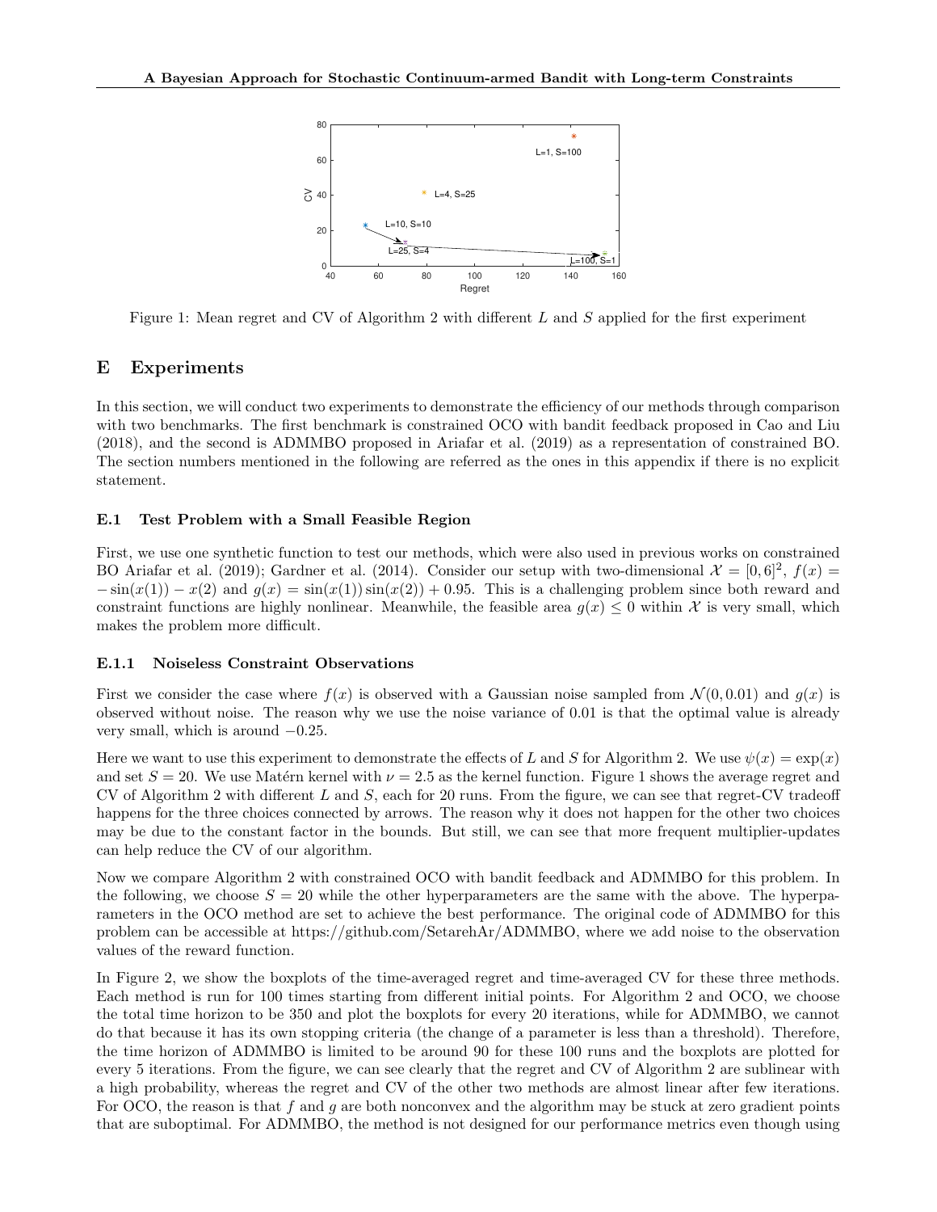Figure 1: Mean regret and CV of Algorithm 2 with different $L$ and $S$ applied for the first experiment

# E Experiments

In this section, we will conduct two experiments to demonstrate the efficiency of our methods through comparison with two benchmarks. The first benchmark is constrained OCO with bandit feedback proposed in Cao and Liu (2018), and the second is ADMMBO proposed in Ariafar et al. (2019) as a representation of constrained BO. The section numbers mentioned in the following are referred as the ones in this appendix if there is no explicit statement.

## E.1 Test Problem with a Small Feasible Region

First, we use one synthetic function to test our methods, which were also used in previous works on constrained BO Ariafar et al. (2019); Gardner et al. (2014). Consider our setup with two-dimensional $\mathcal{X} = [0, 6]^2$, $f(x) = -\sin(x(1)) - x(2)$ and $g(x) = \sin(x(1))\sin(x(2)) + 0.95$. This is a challenging problem since both reward and constraint functions are highly nonlinear. Meanwhile, the feasible area $g(x) \le 0$ within $\mathcal{X}$ is very small, which makes the problem more difficult.

### E.1.1 Noiseless Constraint Observations

First we consider the case where $f(x)$ is observed with a Gaussian noise sampled from $\mathcal{N}(0, 0.01)$ and $g(x)$ is observed without noise. The reason why we use the noise variance of 0.01 is that the optimal value is already very small, which is around $-0.25$.

Here we want to use this experiment to demonstrate the effects of $L$ and $S$ for Algorithm 2. We use $\psi(x) = \exp(x)$ and set $S = 20$. We use Matérn kernel with $\nu = 2.5$ as the kernel function. Figure 1 shows the average regret and CV of Algorithm 2 with different $L$ and $S$, each for 20 runs. From the figure, we can see that regret-CV tradeoff happens for the three choices connected by arrows. The reason why it does not happen for the other two choices may be due to the constant factor in the bounds. But still, we can see that more frequent multiplier-updates can help reduce the CV of our algorithm.

Now we compare Algorithm 2 with constrained OCO with bandit feedback and ADMMBO for this problem. In the following, we choose $S = 20$ while the other hyperparameters are the same with the above. The hyperparameters in the OCO method are set to achieve the best performance. The original code of ADMMBO for this problem can be accessible at https://github.com/SetarehAr/ADMMBO, where we add noise to the observation values of the reward function.

In Figure 2, we show the boxplots of the time-averaged regret and time-averaged CV for these three methods. Each method is run for 100 times starting from different initial points. For Algorithm 2 and OCO, we choose the total time horizon to be 350 and plot the boxplots for every 20 iterations, while for ADMMBO, we cannot do that because it has its own stopping criteria (the change of a parameter is less than a threshold). Therefore, the time horizon of ADMMBO is limited to be around 90 for these 100 runs and the boxplots are plotted for every 5 iterations. From the figure, we can see clearly that the regret and CV of Algorithm 2 are sublinear with a high probability, whereas the regret and CV of the other two methods are almost linear after few iterations. For OCO, the reason is that $f$ and $g$ are both nonconvex and the algorithm may be stuck at zero gradient points that are suboptimal. For ADMMBO, the method is not designed for our performance metrics even though using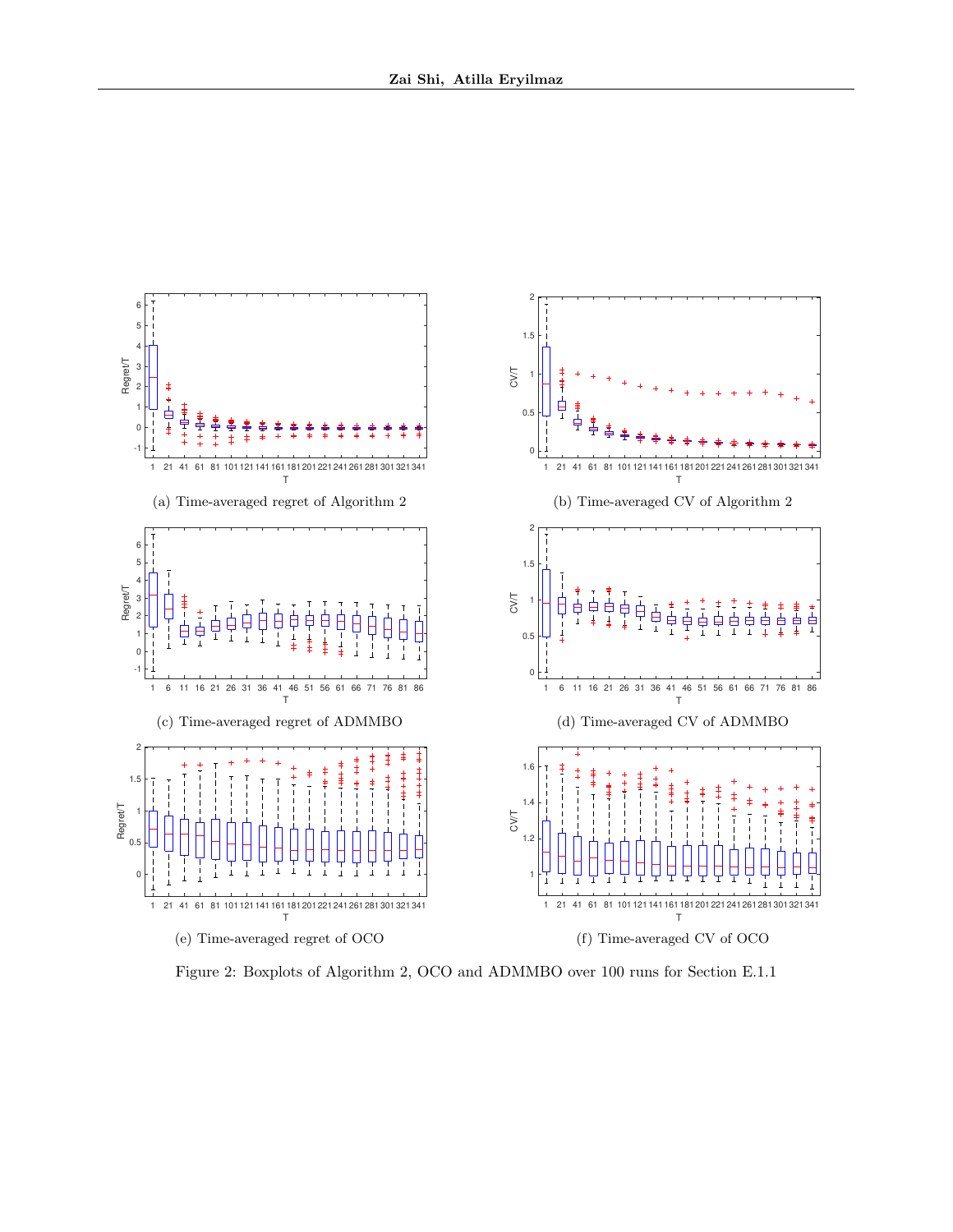(a) Time-averaged regret of Algorithm 2

(b) Time-averaged CV of Algorithm 2

(c) Time-averaged regret of ADMMBO

(d) Time-averaged CV of ADMMBO

(e) Time-averaged regret of OCO

(f) Time-averaged CV of OCO

Figure 2: Boxplots of Algorithm 2, OCO and ADMMBO over 100 runs for Section E.1.1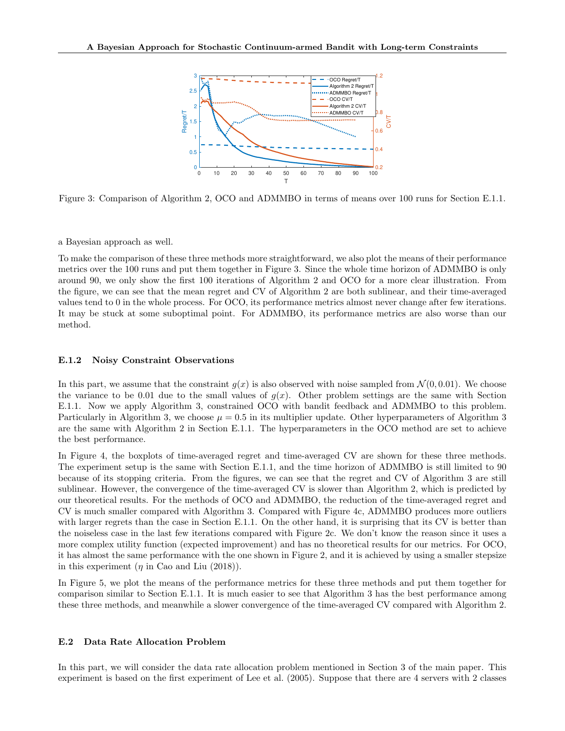Figure 3: Comparison of Algorithm 2, OCO and ADMMBO in terms of means over 100 runs for Section E.1.1.

a Bayesian approach as well.

To make the comparison of these three methods more straightforward, we also plot the means of their performance metrics over the 100 runs and put them together in Figure 3. Since the whole time horizon of ADMMBO is only around 90, we only show the first 100 iterations of Algorithm 2 and OCO for a more clear illustration. From the figure, we can see that the mean regret and CV of Algorithm 2 are both sublinear, and their time-averaged values tend to 0 in the whole process. For OCO, its performance metrics almost never change after few iterations. It may be stuck at some suboptimal point. For ADMMBO, its performance metrics are also worse than our method.

### E.1.2 Noisy Constraint Observations

In this part, we assume that the constraint $g(x)$ is also observed with noise sampled from $\mathcal{N}(0, 0.01)$. We choose the variance to be 0.01 due to the small values of $g(x)$. Other problem settings are the same with Section E.1.1. Now we apply Algorithm 3, constrained OCO with bandit feedback and ADMMBO to this problem. Particularly in Algorithm 3, we choose $\mu = 0.5$ in its multiplier update. Other hyperparameters of Algorithm 3 are the same with Algorithm 2 in Section E.1.1. The hyperparameters in the OCO method are set to achieve the best performance.

In Figure 4, the boxplots of time-averaged regret and time-averaged CV are shown for these three methods. The experiment setup is the same with Section E.1.1, and the time horizon of ADMMBO is still limited to 90 because of its stopping criteria. From the figures, we can see that the regret and CV of Algorithm 3 are still sublinear. However, the convergence of the time-averaged CV is slower than Algorithm 2, which is predicted by our theoretical results. For the methods of OCO and ADMMBO, the reduction of the time-averaged regret and CV is much smaller compared with Algorithm 3. Compared with Figure 4c, ADMMBO produces more outliers with larger regrets than the case in Section E.1.1. On the other hand, it is surprising that its CV is better than the noiseless case in the last few iterations compared with Figure 2c. We don't know the reason since it uses a more complex utility function (expected improvement) and has no theoretical results for our metrics. For OCO, it has almost the same performance with the one shown in Figure 2, and it is achieved by using a smaller stepsize in this experiment ($\eta$ in Cao and Liu (2018)).

In Figure 5, we plot the means of the performance metrics for these three methods and put them together for comparison similar to Section E.1.1. It is much easier to see that Algorithm 3 has the best performance among these three methods, and meanwhile a slower convergence of the time-averaged CV compared with Algorithm 2.

## E.2 Data Rate Allocation Problem

In this part, we will consider the data rate allocation problem mentioned in Section 3 of the main paper. This experiment is based on the first experiment of Lee et al. (2005). Suppose that there are 4 servers with 2 classes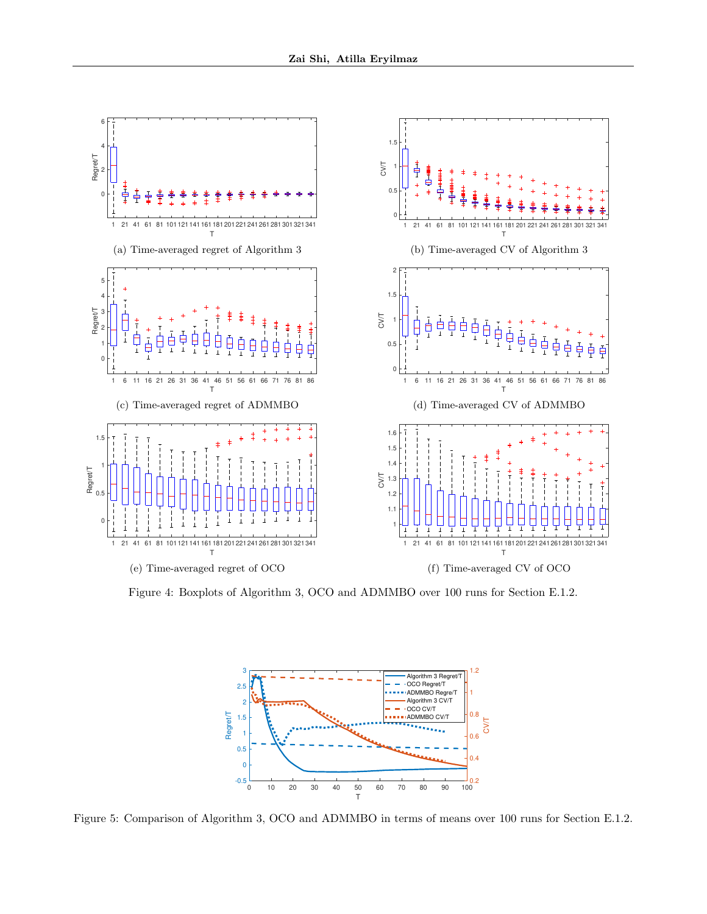(a) Time-averaged regret of Algorithm 3

(b) Time-averaged CV of Algorithm 3

(c) Time-averaged regret of ADMMBO

(d) Time-averaged CV of ADMMBO

(e) Time-averaged regret of OCO

(f) Time-averaged CV of OCO

Figure 4: Boxplots of Algorithm 3, OCO and ADMMBO over 100 runs for Section E.1.2.

Figure 5: Comparison of Algorithm 3, OCO and ADMMBO in terms of means over 100 runs for Section E.1.2.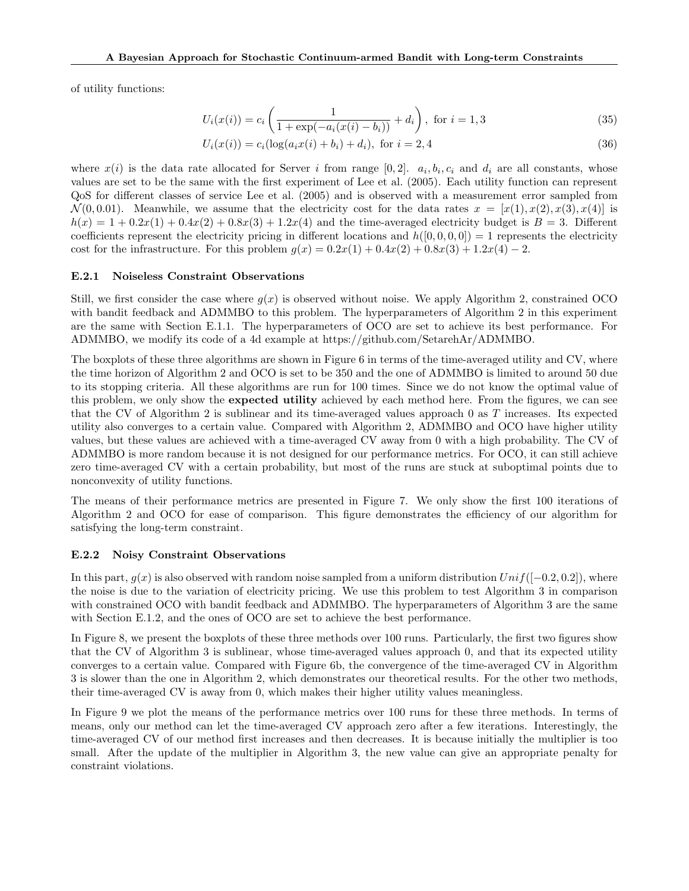of utility functions:

$$U_i(x(i)) = c_i \left( \frac{1}{1 + \exp(-a_i(x(i) - b_i))} + d_i \right), \text{ for } i = 1, 3 \tag{35}$$

$$U_i(x(i)) = c_i(\log(a_i x(i) + b_i) + d_i), \text{ for } i = 2, 4 \tag{36}$$

where $x(i)$ is the data rate allocated for Server $i$ from range $[0, 2]$. $a_i, b_i, c_i$ and $d_i$ are all constants, whose values are set to be the same with the first experiment of Lee et al. (2005). Each utility function can represent QoS for different classes of service Lee et al. (2005) and is observed with a measurement error sampled from $\mathcal{N}(0, 0.01)$. Meanwhile, we assume that the electricity cost for the data rates $x = [x(1), x(2), x(3), x(4)]$ is $h(x) = 1 + 0.2x(1) + 0.4x(2) + 0.8x(3) + 1.2x(4)$ and the time-averaged electricity budget is $B = 3$. Different coefficients represent the electricity pricing in different locations and $h([0, 0, 0, 0]) = 1$ represents the electricity cost for the infrastructure. For this problem $g(x) = 0.2x(1) + 0.4x(2) + 0.8x(3) + 1.2x(4) - 2$.

### E.2.1 Noiseless Constraint Observations

Still, we first consider the case where $g(x)$ is observed without noise. We apply Algorithm 2, constrained OCO with bandit feedback and ADMMBO to this problem. The hyperparameters of Algorithm 2 in this experiment are the same with Section E.1.1. The hyperparameters of OCO are set to achieve its best performance. For ADMMBO, we modify its code of a 4d example at https://github.com/SetarehAr/ADMMBO.

The boxplots of these three algorithms are shown in Figure 6 in terms of the time-averaged utility and CV, where the time horizon of Algorithm 2 and OCO is set to be 350 and the one of ADMMBO is limited to around 50 due to its stopping criteria. All these algorithms are run for 100 times. Since we do not know the optimal value of this problem, we only show the **expected utility** achieved by each method here. From the figures, we can see that the CV of Algorithm 2 is sublinear and its time-averaged values approach 0 as $T$ increases. Its expected utility also converges to a certain value. Compared with Algorithm 2, ADMMBO and OCO have higher utility values, but these values are achieved with a time-averaged CV away from 0 with a high probability. The CV of ADMMBO is more random because it is not designed for our performance metrics. For OCO, it can still achieve zero time-averaged CV with a certain probability, but most of the runs are stuck at suboptimal points due to nonconvexity of utility functions.

The means of their performance metrics are presented in Figure 7. We only show the first 100 iterations of Algorithm 2 and OCO for ease of comparison. This figure demonstrates the efficiency of our algorithm for satisfying the long-term constraint.

### E.2.2 Noisy Constraint Observations

In this part, $g(x)$ is also observed with random noise sampled from a uniform distribution $Unif([-0.2, 0.2])$, where the noise is due to the variation of electricity pricing. We use this problem to test Algorithm 3 in comparison with constrained OCO with bandit feedback and ADMMBO. The hyperparameters of Algorithm 3 are the same with Section E.1.2, and the ones of OCO are set to achieve the best performance.

In Figure 8, we present the boxplots of these three methods over 100 runs. Particularly, the first two figures show that the CV of Algorithm 3 is sublinear, whose time-averaged values approach 0, and that its expected utility converges to a certain value. Compared with Figure 6b, the convergence of the time-averaged CV in Algorithm 3 is slower than the one in Algorithm 2, which demonstrates our theoretical results. For the other two methods, their time-averaged CV is away from 0, which makes their higher utility values meaningless.

In Figure 9 we plot the means of the performance metrics over 100 runs for these three methods. In terms of means, only our method can let the time-averaged CV approach zero after a few iterations. Interestingly, the time-averaged CV of our method first increases and then decreases. It is because initially the multiplier is too small. After the update of the multiplier in Algorithm 3, the new value can give an appropriate penalty for constraint violations.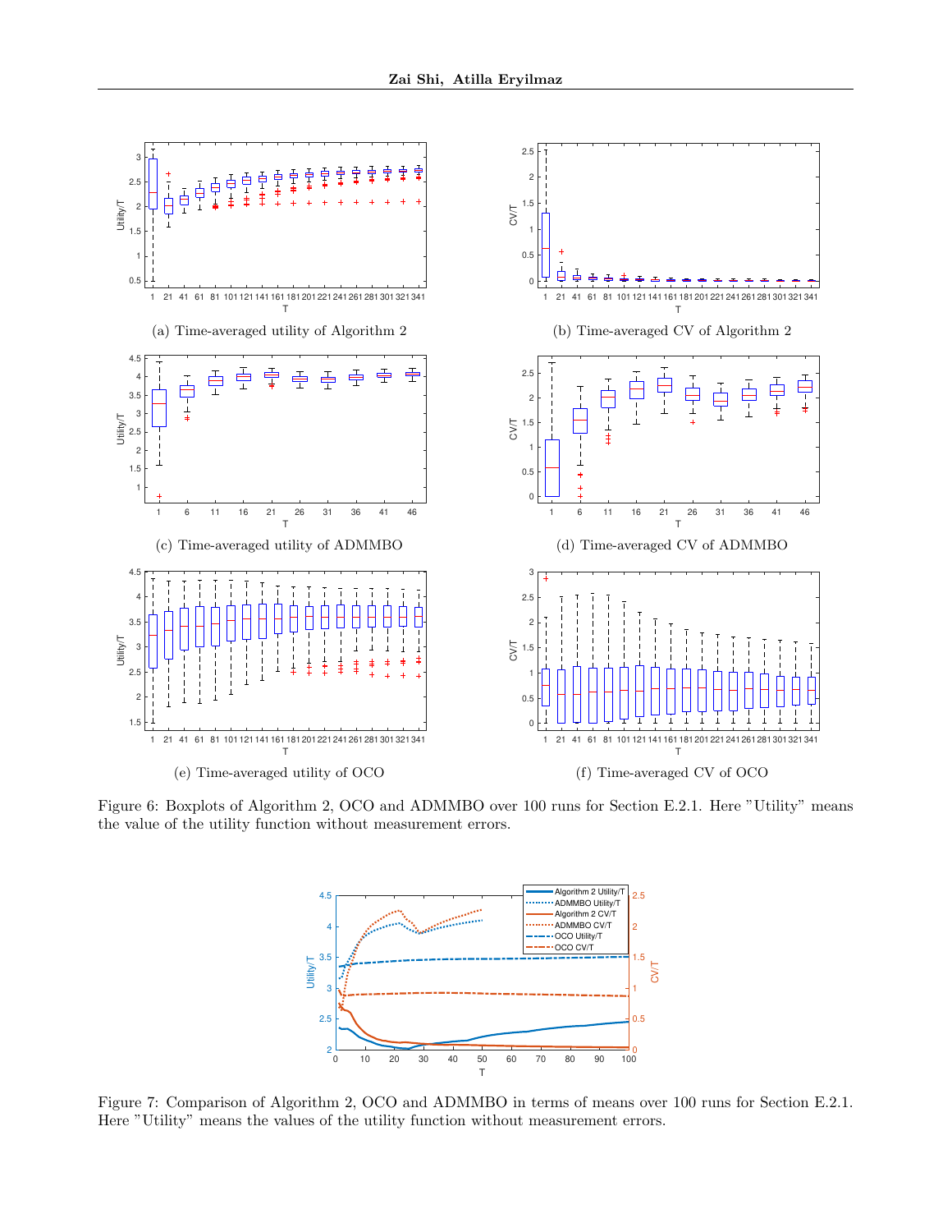(a) Time-averaged utility of Algorithm 2

(b) Time-averaged CV of Algorithm 2

(c) Time-averaged utility of ADMMBO

(d) Time-averaged CV of ADMMBO

(e) Time-averaged utility of OCO

(f) Time-averaged CV of OCO

Figure 6: Boxplots of Algorithm 2, OCO and ADMMBO over 100 runs for Section E.2.1. Here "Utility" means the value of the utility function without measurement errors.

Figure 7: Comparison of Algorithm 2, OCO and ADMMBO in terms of means over 100 runs for Section E.2.1. Here "Utility" means the values of the utility function without measurement errors.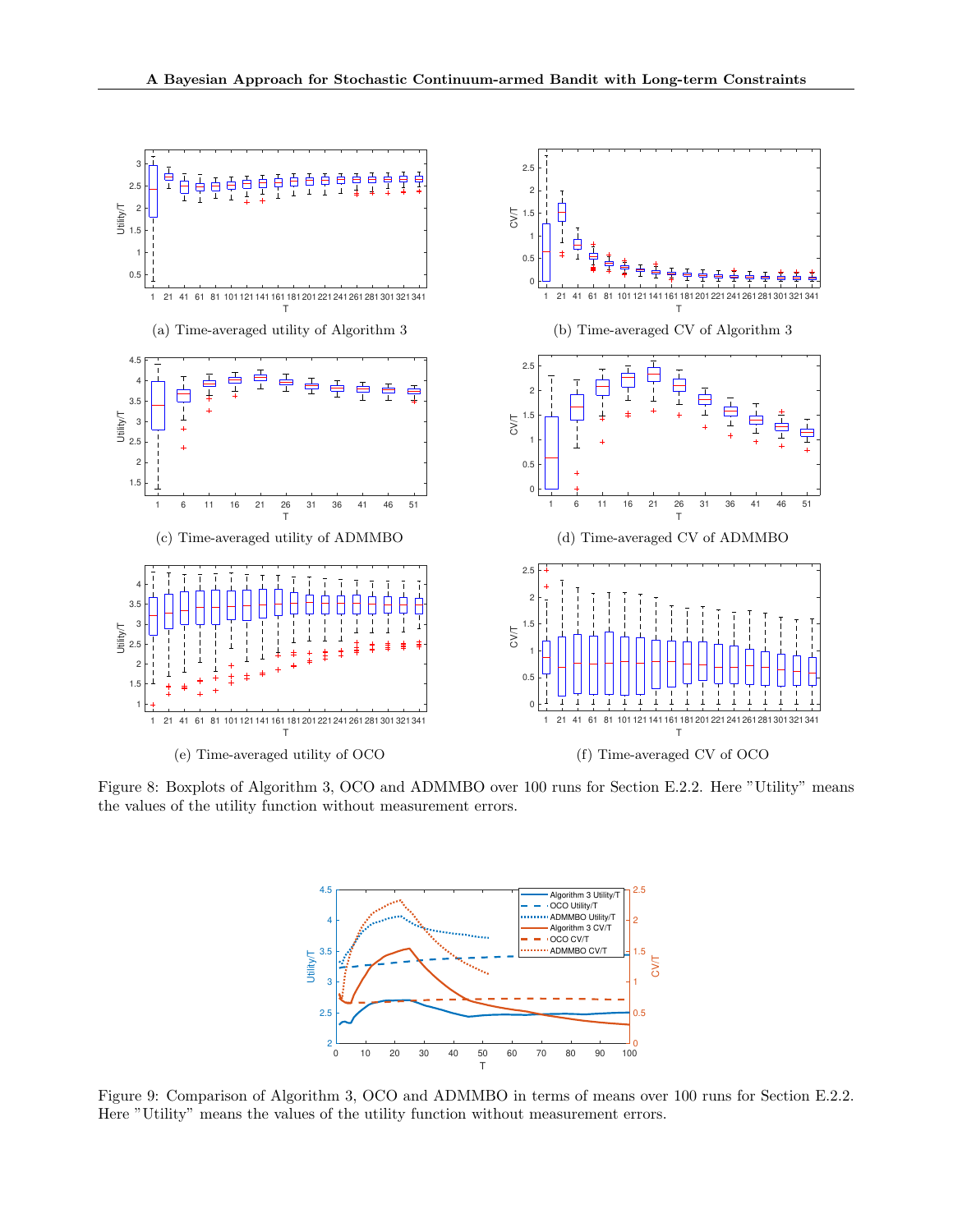(a) Time-averaged utility of Algorithm 3

Utility/T
3
2.5
2
1.5
1
0.5
1 21 41 61 81 101 121 141 161 181 201 221 241 261 281 301 321 341
T

(b) Time-averaged CV of Algorithm 3

CV/T
2.5
2
1.5
1
0.5
0
1 21 41 61 81 101 121 141 161 181 201 221 241 261 281 301 321 341
T

(c) Time-averaged utility of ADMMBO

Utility/T
4.5
4
3.5
3
2.5
2
1.5
1 6 11 16 21 26 31 36 41 46 51
T

(d) Time-averaged CV of ADMMBO

CV/T
2.5
2
1.5
1
0.5
0
1 6 11 16 21 26 31 36 41 46 51
T

(e) Time-averaged utility of OCO

Utility/T
4
3.5
3
2.5
2
1.5
1
1 21 41 61 81 101 121 141 161 181 201 221 241 261 281 301 321 341
T

(f) Time-averaged CV of OCO

CV/T
2.5
2
1.5
1
0.5
0
1 21 41 61 81 101 121 141 161 181 201 221 241 261 281 301 321 341
T

Figure 8: Boxplots of Algorithm 3, OCO and ADMMBO over 100 runs for Section E.2.2. Here "Utility" means the values of the utility function without measurement errors.

Utility/T
4.5
4
3.5
3
2.5
2

CV/T
2.5
2
1.5
1
0.5
0

0 10 20 30 40 50 60 70 80 90 100
T

Algorithm 3 Utility/T
OCO Utility/T
ADMMBO Utility/T
Algorithm 3 CV/T
OCO CV/T
ADMMBO CV/T

Figure 9: Comparison of Algorithm 3, OCO and ADMMBO in terms of means over 100 runs for Section E.2.2. Here "Utility" means the values of the utility function without measurement errors.